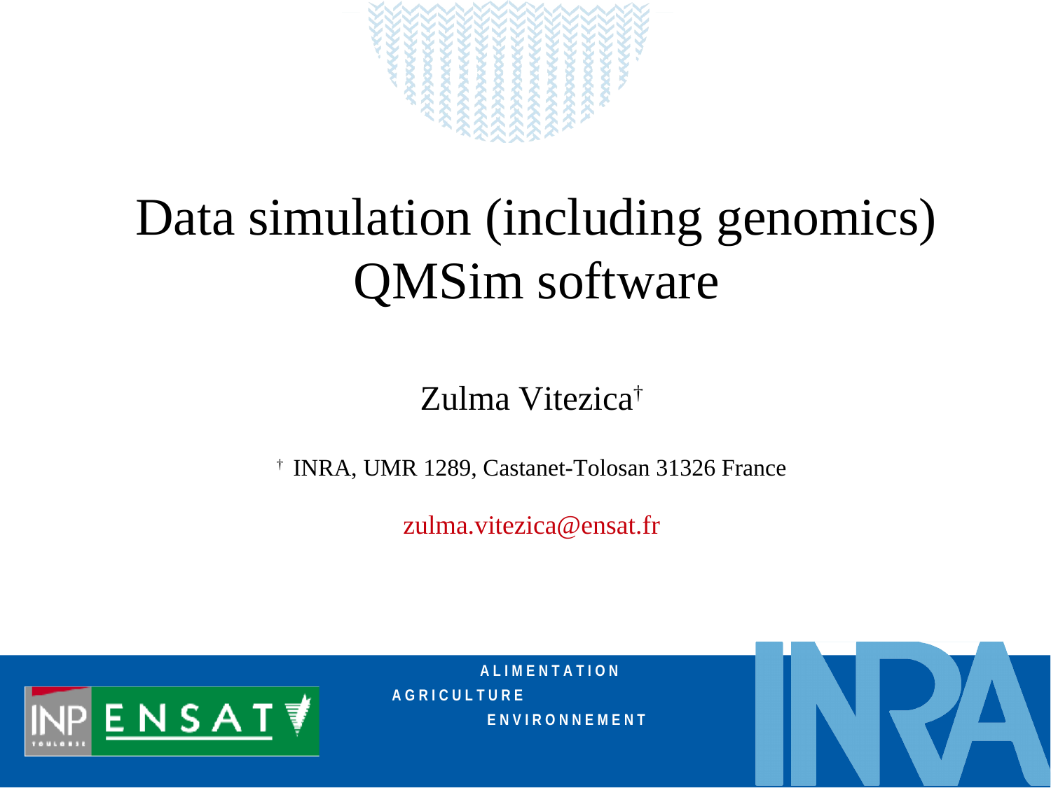# Data simulation (including genomics)
# QMSim software

Zulma Vitezica[†]

[†] INRA, UMR 1289, Castanet-Tolosan 31326 France

zulma.vitezica@ensat.fr

ALIMENTATION
AGRICULTURE
ENVIRONNEMENT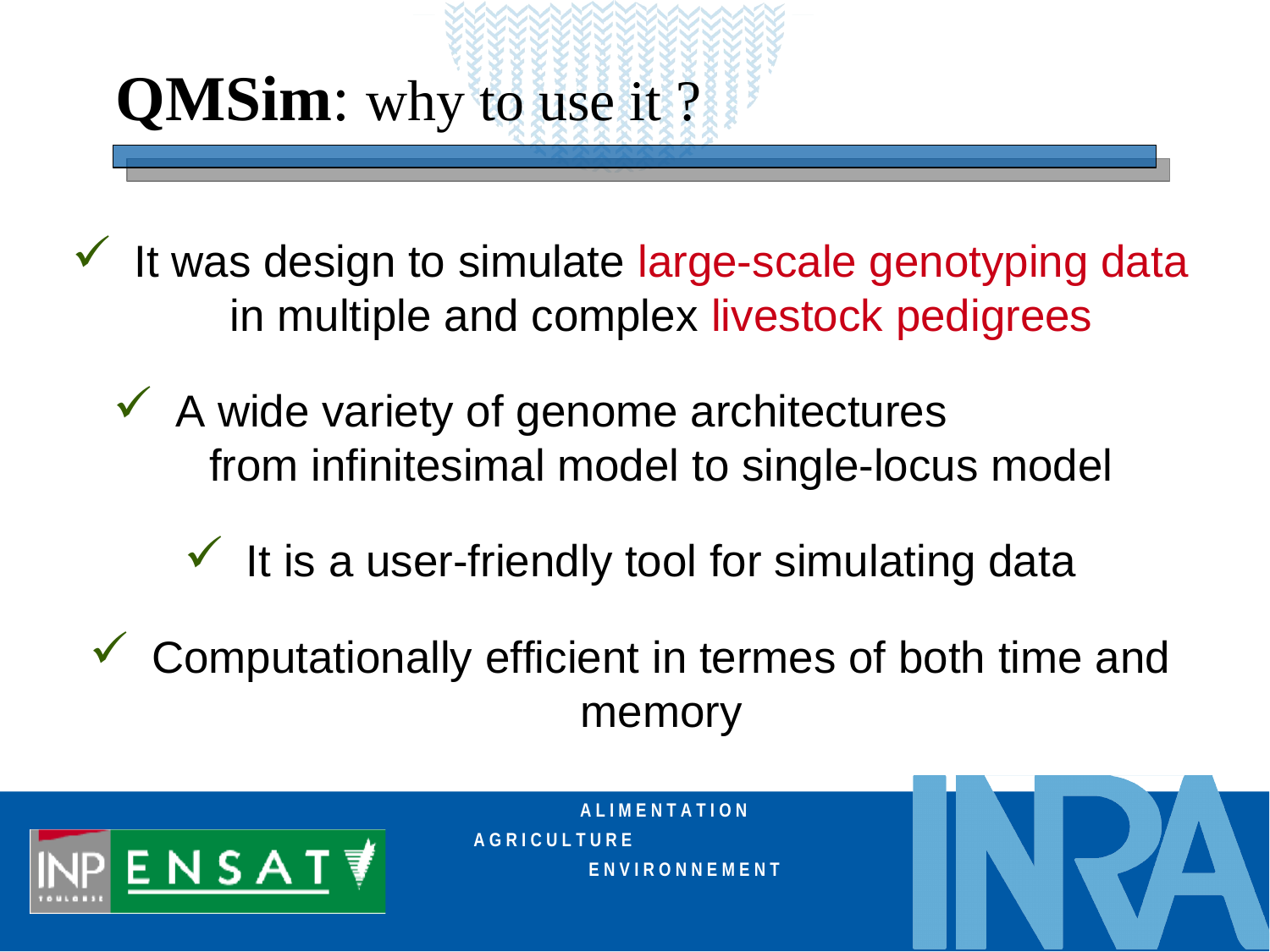# **QMSim**: why to use it ?

- It was design to simulate large-scale genotyping data in multiple and complex livestock pedigrees
- A wide variety of genome architectures from infinitesimal model to single-locus model
- It is a user-friendly tool for simulating data
- Computationally efficient in termes of both time and memory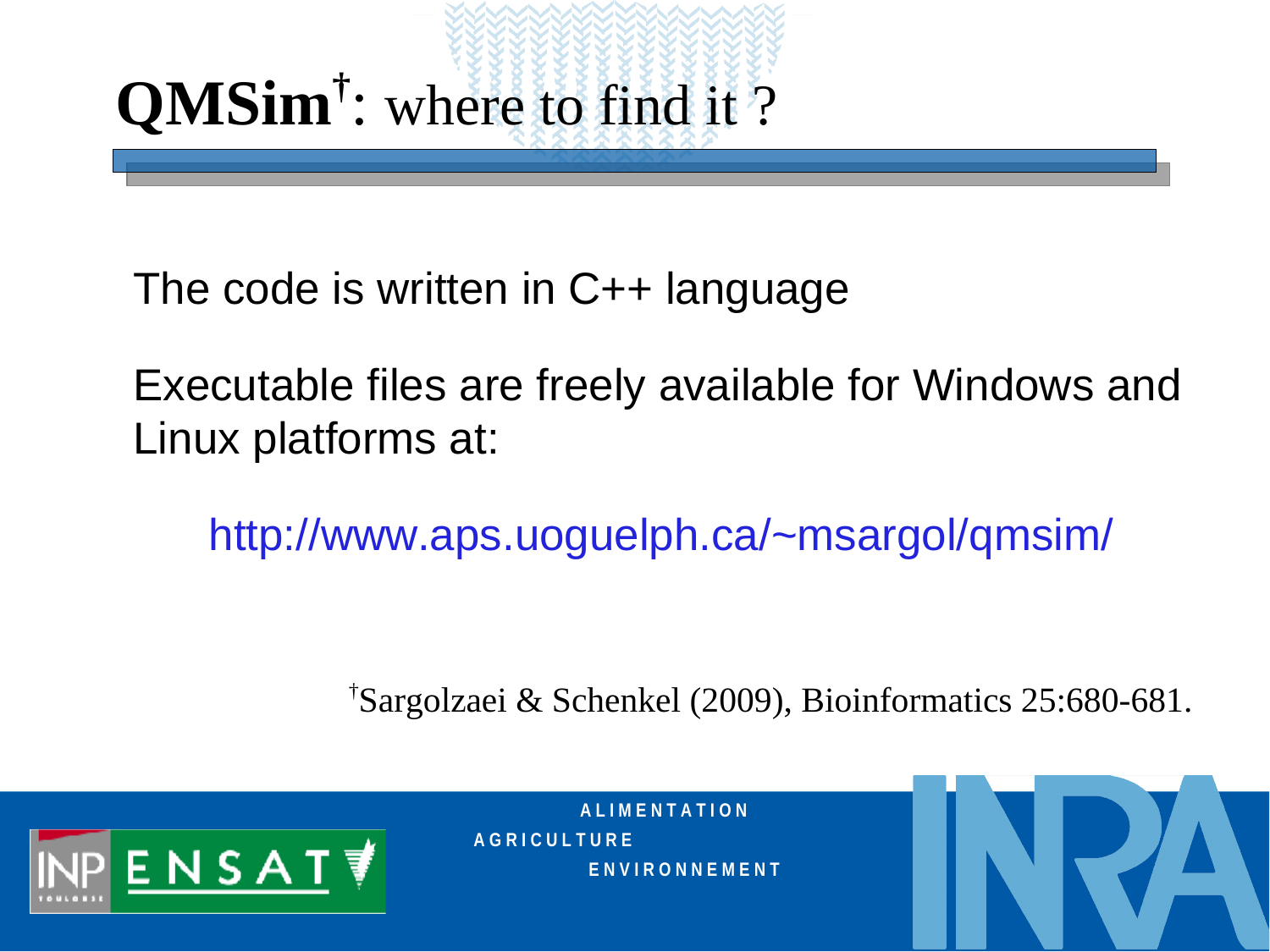# QMSim[†]: where to find it ?

The code is written in C++ language

Executable files are freely available for Windows and Linux platforms at:

http://www.aps.uoguelph.ca/~msargol/qmsim/

[†]Sargolzaei & Schenkel (2009), Bioinformatics 25:680-681.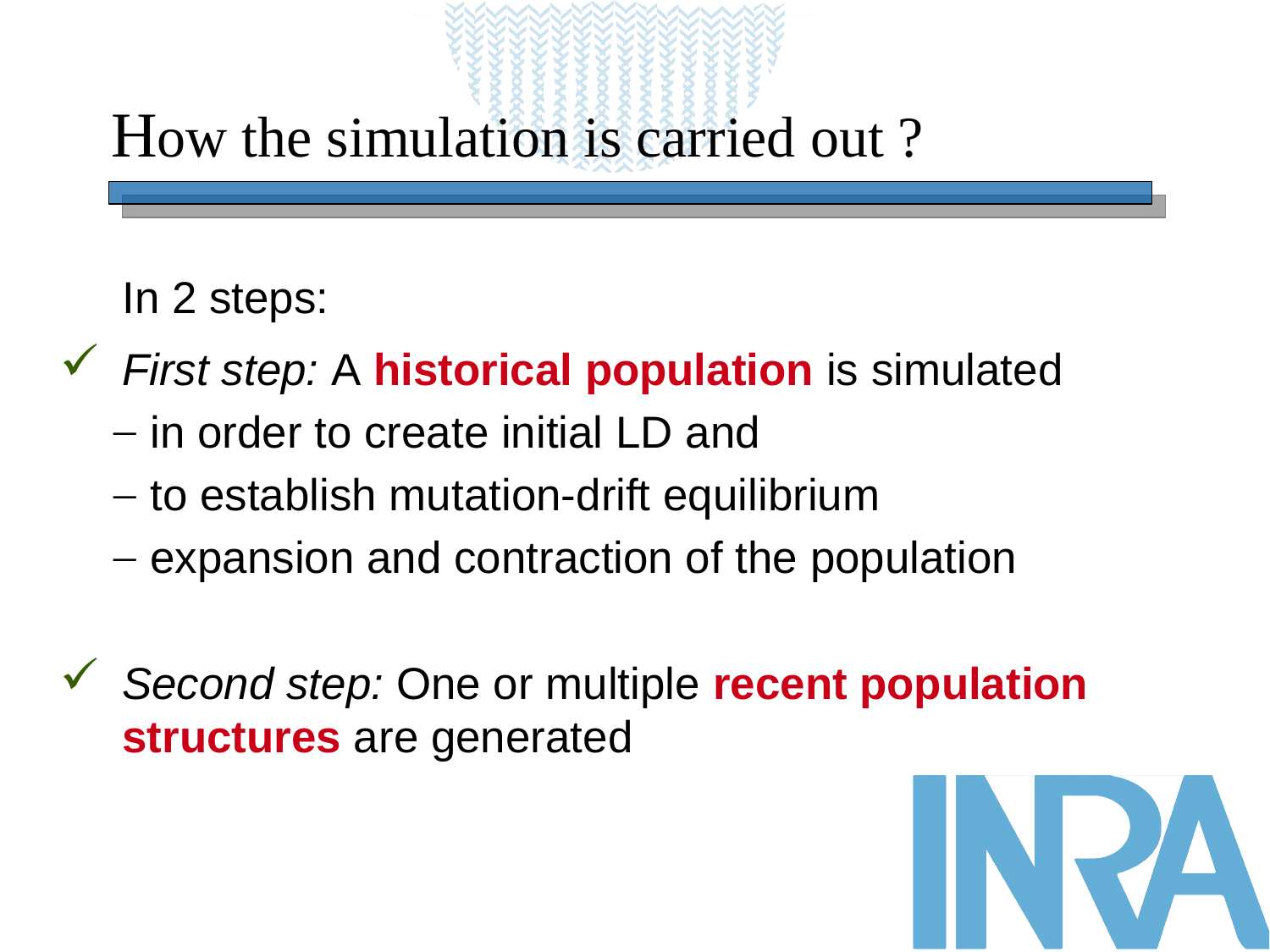# How the simulation is carried out ?

In 2 steps:

- ✓ *First step:* A **historical population** is simulated
  - – in order to create initial LD and
  - – to establish mutation-drift equilibrium
  - – expansion and contraction of the population
- ✓ *Second step:* One or multiple **recent population structures** are generated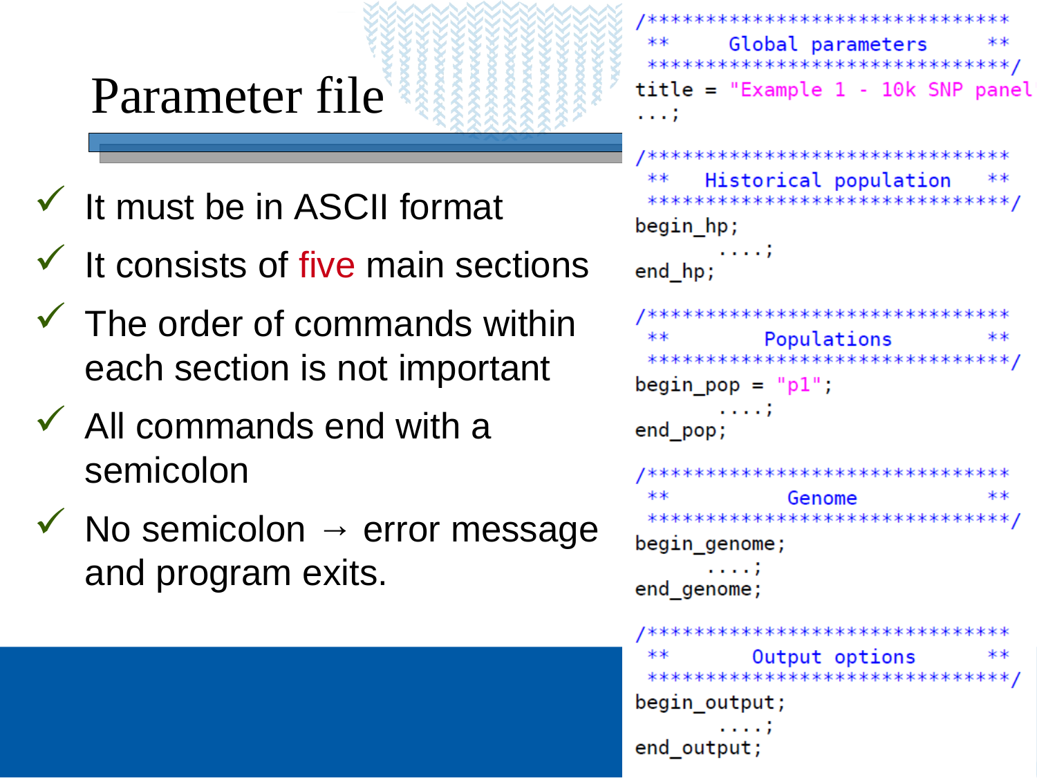# Parameter file

- ✓ It must be in ASCII format
- ✓ It consists of five main sections
- ✓ The order of commands within each section is not important
- ✓ All commands end with a semicolon
- ✓ No semicolon → error message and program exits.

```
/******************************
 **     Global parameters    **
 ******************************/
title = "Example 1 - 10k SNP panel
...;

/******************************
 **   Historical population  **
 ******************************/
begin_hp;
       ....;
end_hp;

/******************************
 **        Populations       **
 ******************************/
begin_pop = "p1";
       ....;
end_pop;

/******************************
 **          Genome          **
 ******************************/
begin_genome;
      ....;
end_genome;

/******************************
 **       Output options     **
 ******************************/
begin_output;
       ....;
end_output;
```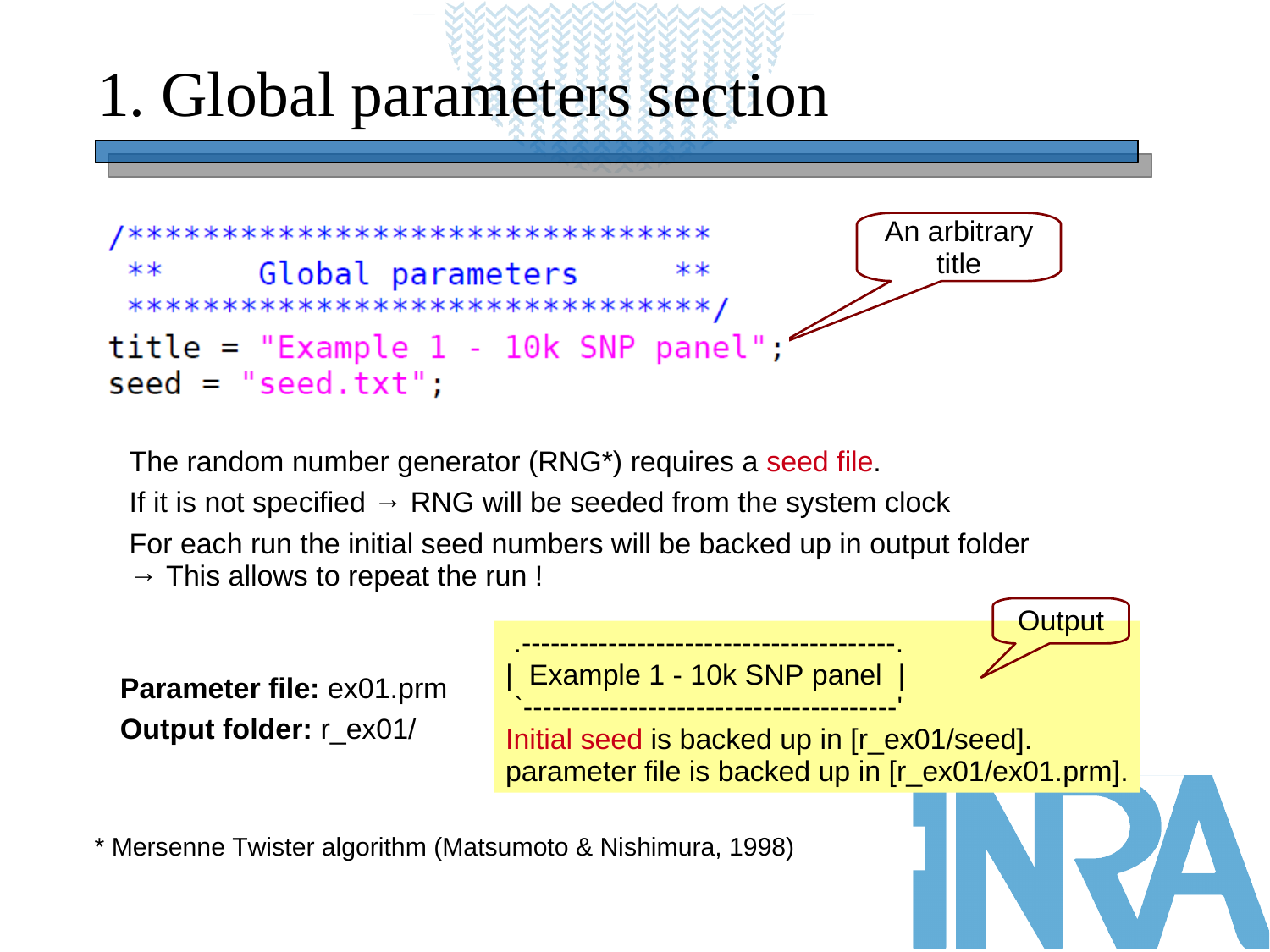# 1. Global parameters section

```
/******************************
 **     Global parameters     **
 ******************************/
title = "Example 1 - 10k SNP panel";
seed = "seed.txt";
```

An arbitrary title

The random number generator (RNG*) requires a seed file.

If it is not specified → RNG will be seeded from the system clock

For each run the initial seed numbers will be backed up in output folder
→ This allows to repeat the run !

**Parameter file:** ex01.prm

**Output folder:** r_ex01/

Output

```
.--------------------------------------.
|  Example 1 - 10k SNP panel  |
`--------------------------------------'
Initial seed is backed up in [r_ex01/seed].
parameter file is backed up in [r_ex01/ex01.prm].
```

* Mersenne Twister algorithm (Matsumoto & Nishimura, 1998)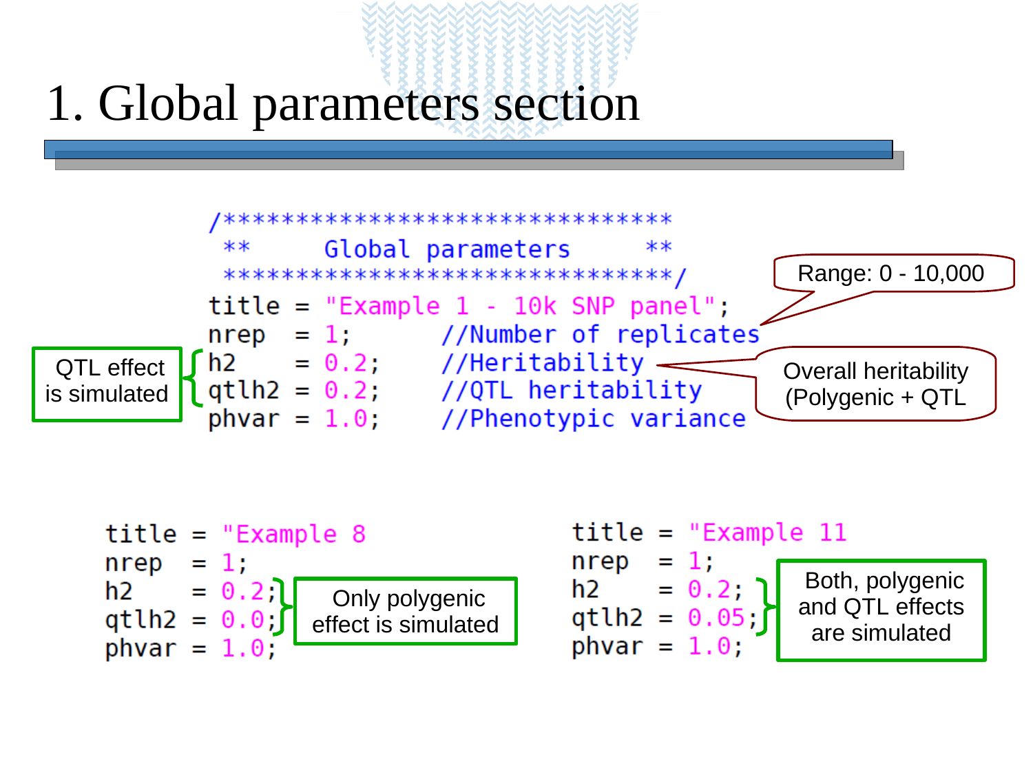# 1. Global parameters section

```
/*******************************
 **     Global parameters     **
 *******************************/
title = "Example 1 - 10k SNP panel";
nrep  = 1;      //Number of replicates
h2    = 0.2;    //Heritability
qtlh2 = 0.2;    //QTL heritability
phvar = 1.0;    //Phenotypic variance
```

Range: 0 - 10,000

QTL effect is simulated

Overall heritability (Polygenic + QTL

```
title = "Example 8
nrep  = 1;
h2    = 0.2;
qtlh2 = 0.0;
phvar = 1.0;
```

Only polygenic effect is simulated

```
title = "Example 11
nrep  = 1;
h2    = 0.2;
qtlh2 = 0.05;
phvar = 1.0;
```

Both, polygenic and QTL effects are simulated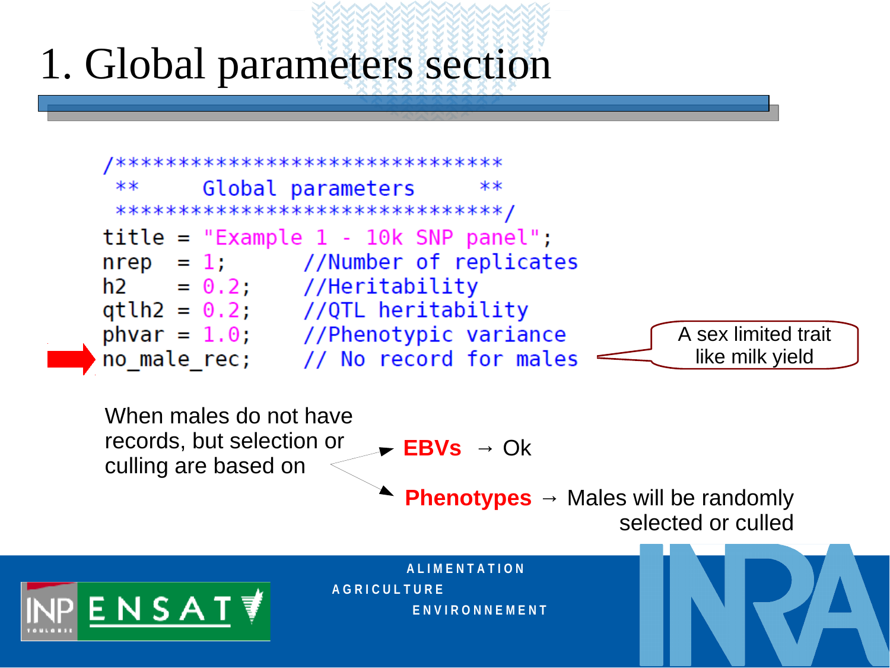# 1. Global parameters section

```
/*****************************
 **     Global parameters     **
 *****************************/
title = "Example 1 - 10k SNP panel";
nrep  = 1;       //Number of replicates
h2    = 0.2;     //Heritability
qtlh2 = 0.2;     //QTL heritability
phvar = 1.0;     //Phenotypic variance
no_male_rec;     // No record for males
```

A sex limited trait like milk yield

When males do not have records, but selection or culling are based on

- **EBVs** → Ok
- **Phenotypes** → Males will be randomly selected or culled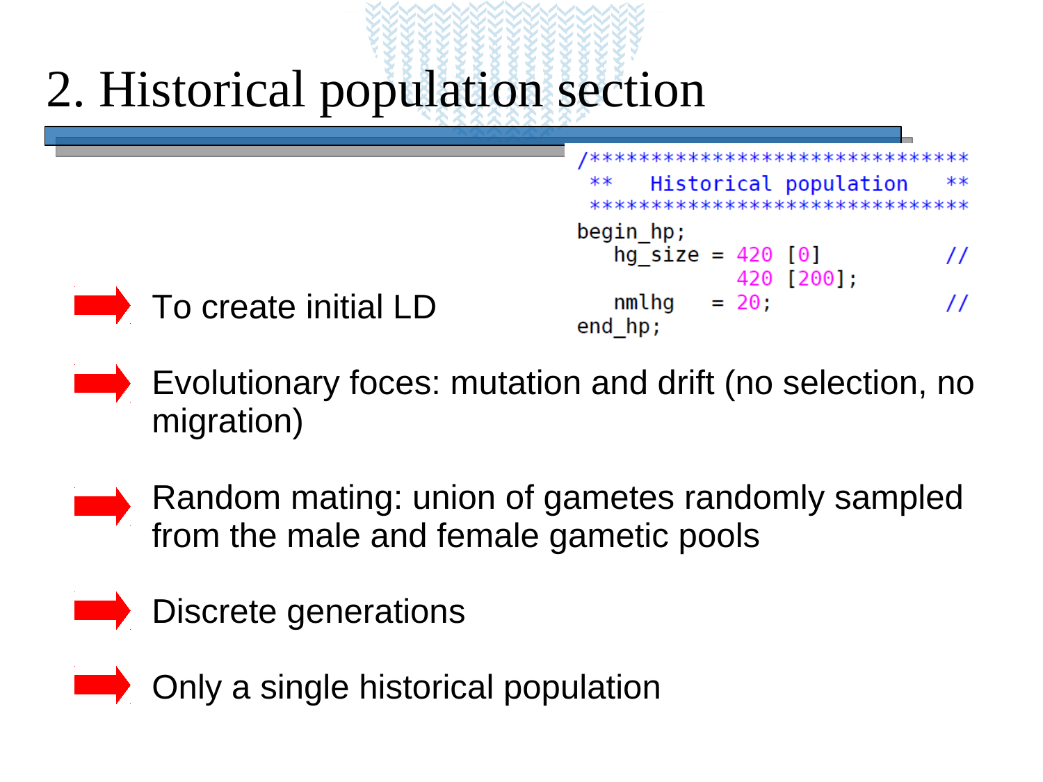# 2. Historical population section

```
/*****************************
 **   Historical population   **
 *****************************
begin_hp;
   hg_size = 420 [0]          //
             420 [200];
   nmlhg   = 20;              //
end_hp;
```

- To create initial LD
- Evolutionary foces: mutation and drift (no selection, no migration)
- Random mating: union of gametes randomly sampled from the male and female gametic pools
- Discrete generations
- Only a single historical population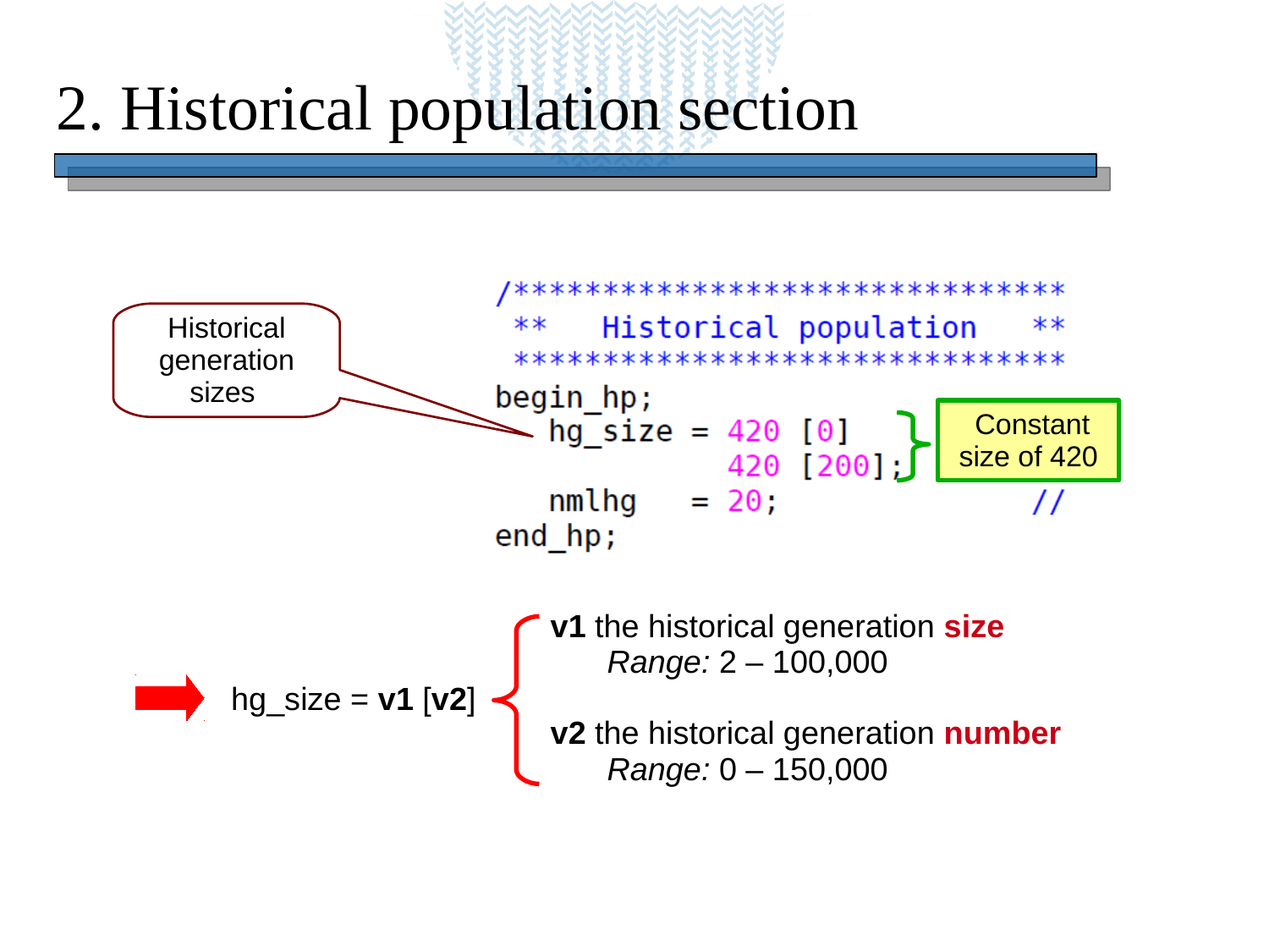# 2. Historical population section

Historical generation sizes

```
/********************************
 **   Historical population   **
 *******************************
begin_hp;
   hg_size = 420 [0]
             420 [200];
   nmlhg   = 20;                //
end_hp;
```

Constant size of 420

hg_size = **v1** [**v2**]

- **v1** the historical generation **size**
  *Range:* 2 – 100,000
- **v2** the historical generation **number**
  *Range:* 0 – 150,000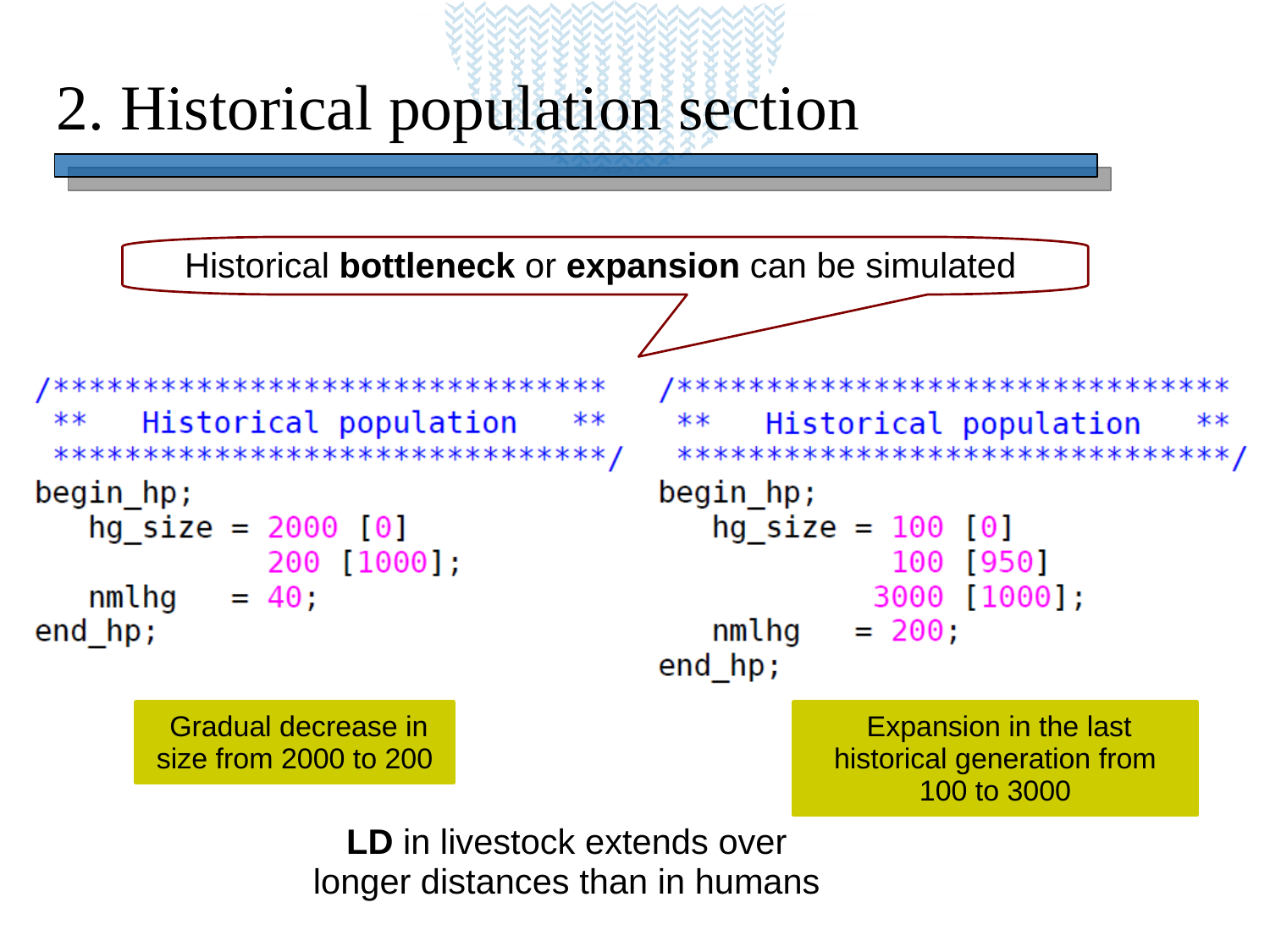# 2. Historical population section

Historical **bottleneck** or **expansion** can be simulated

```
/******************************
 **   Historical population   **
 ******************************/
begin_hp;
   hg_size = 2000 [0]
             200 [1000];
   nmlhg   = 40;
end_hp;
```

Gradual decrease in size from 2000 to 200

```
/******************************
 **   Historical population   **
 ******************************/
begin_hp;
   hg_size = 100 [0]
             100 [950]
            3000 [1000];
   nmlhg   = 200;
end_hp;
```

Expansion in the last historical generation from 100 to 3000

**LD** in livestock extends over longer distances than in humans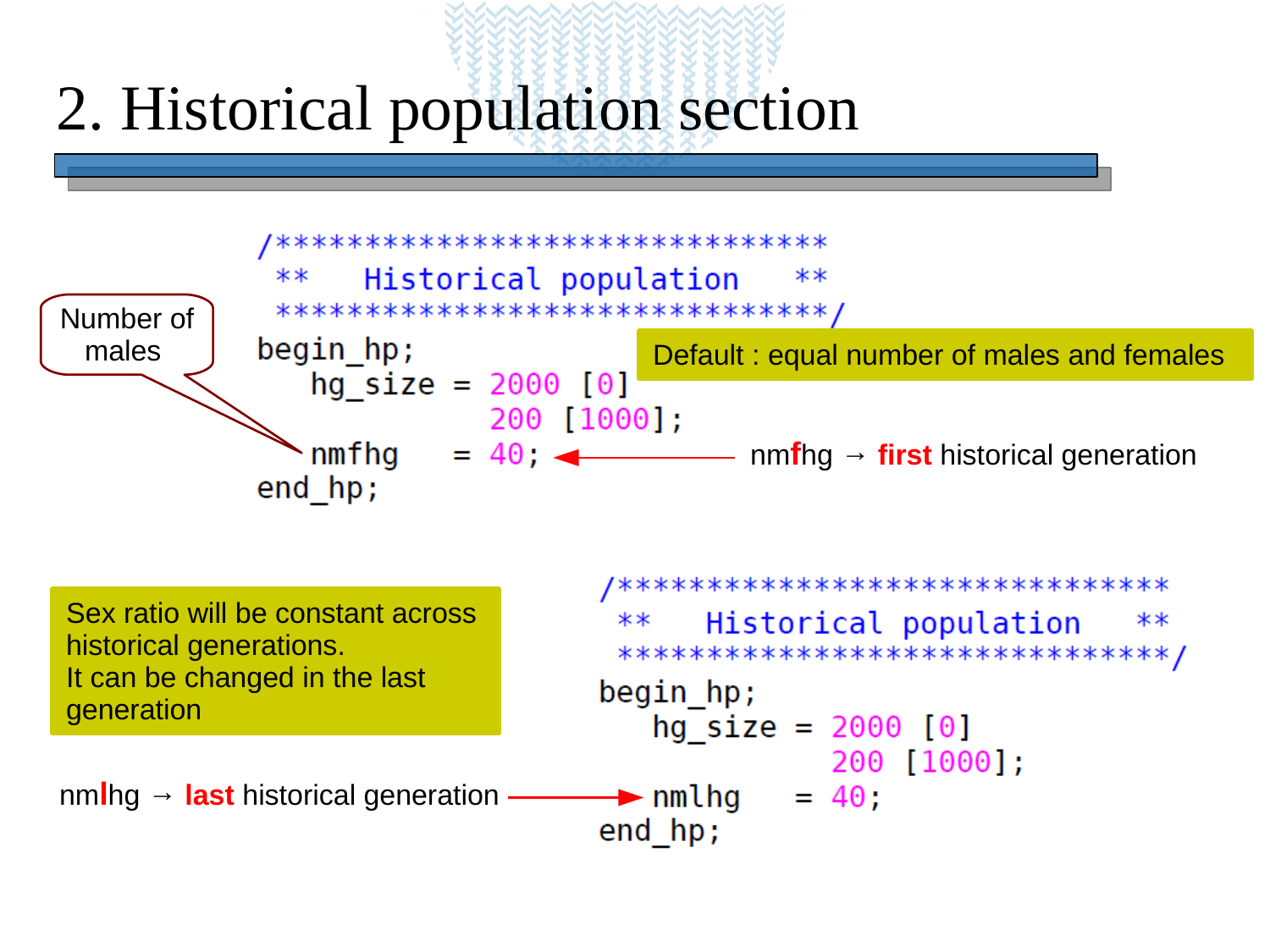# 2. Historical population section

```
/*******************************
 **   Historical population   **
 *******************************/
begin_hp;
   hg_size = 2000 [0]
             200 [1000];
   nmfhg   = 40;
end_hp;
```

Number of males

Default : equal number of males and females

nmfhg → **first** historical generation

```
/*******************************
 **   Historical population   **
 *******************************/
begin_hp;
   hg_size = 2000 [0]
             200 [1000];
   nmlhg   = 40;
end_hp;
```

Sex ratio will be constant across historical generations.
It can be changed in the last generation

nmlhg → **last** historical generation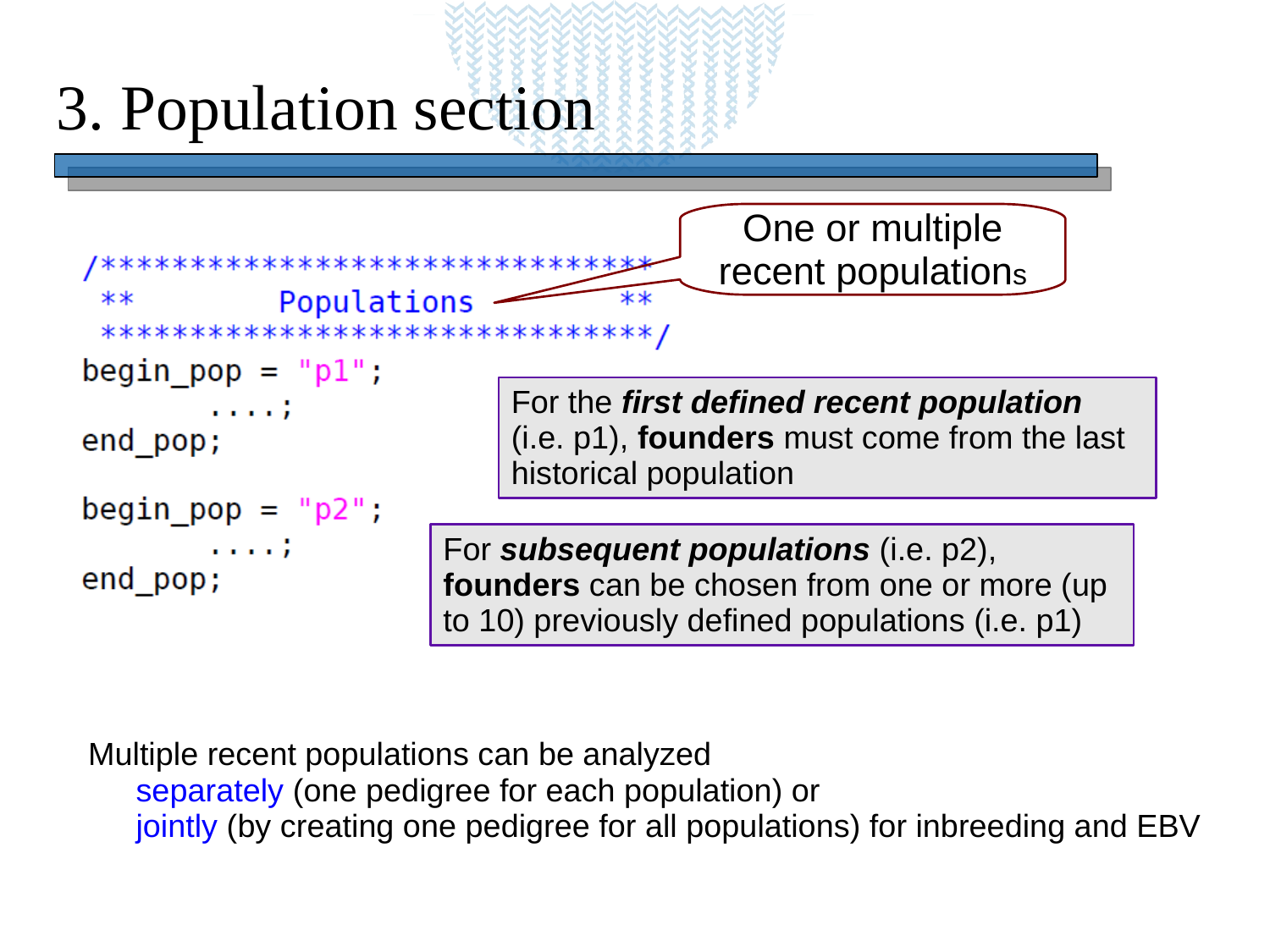# 3. Population section

```
/******************************
 **        Populations      **
 ******************************/
begin_pop = "p1";
       ....;
end_pop;

begin_pop = "p2";
       ....;
end_pop;
```

One or multiple recent populations

For the ***first defined recent population*** (i.e. p1), **founders** must come from the last historical population

For ***subsequent populations*** (i.e. p2), **founders** can be chosen from one or more (up to 10) previously defined populations (i.e. p1)

Multiple recent populations can be analyzed

- separately (one pedigree for each population) or
- jointly (by creating one pedigree for all populations) for inbreeding and EBV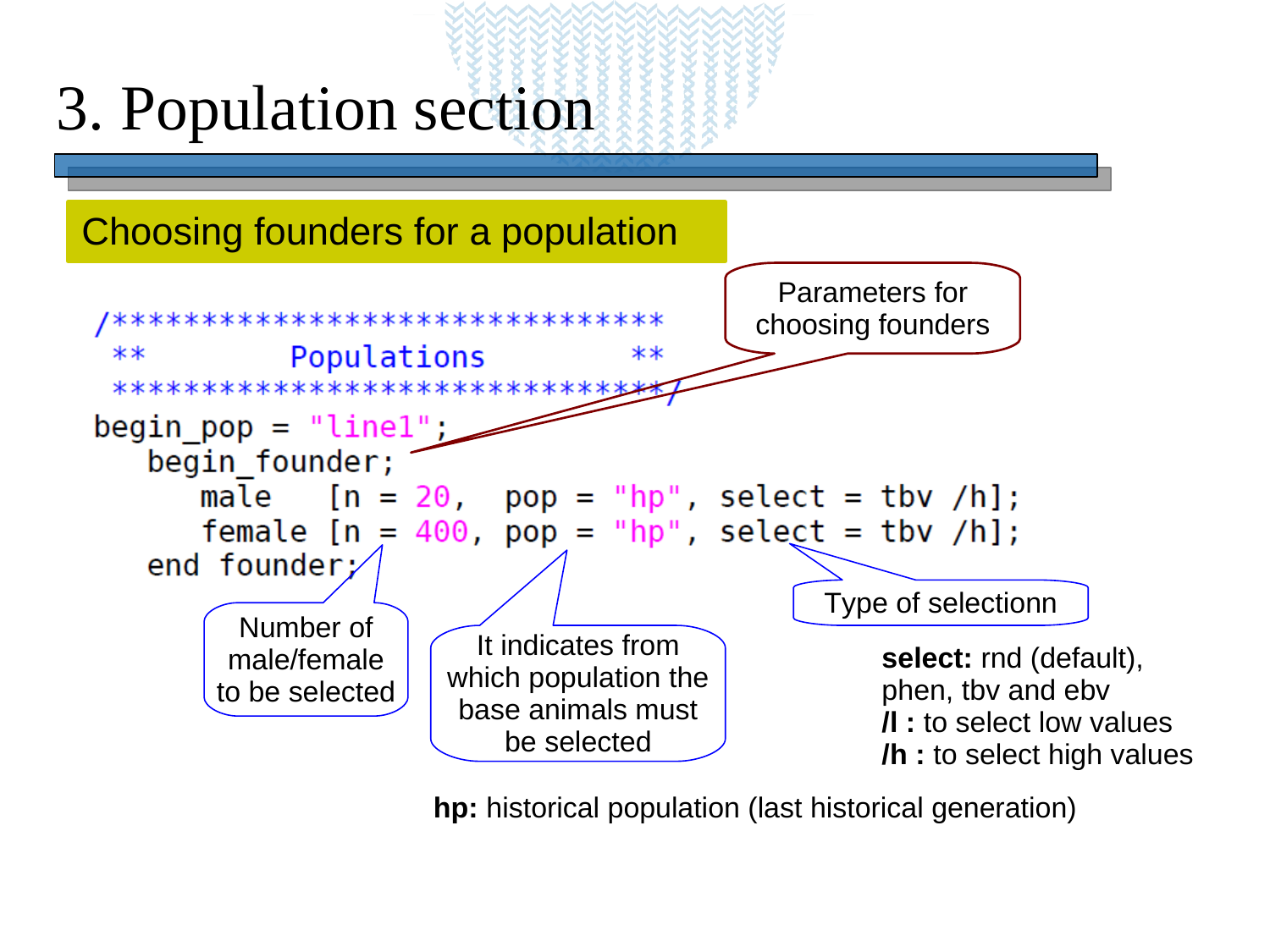# 3. Population section

## Choosing founders for a population

```
/*****************************
 **        Populations       **
 *****************************/
begin_pop = "line1";
   begin_founder;
      male   [n = 20,  pop = "hp", select = tbv /h];
      female [n = 400, pop = "hp", select = tbv /h];
   end founder;
```

Parameters for choosing founders

Number of male/female to be selected

It indicates from which population the base animals must be selected

Type of selectionn

**select:** rnd (default), phen, tbv and ebv
**/l :** to select low values
**/h :** to select high values

**hp:** historical population (last historical generation)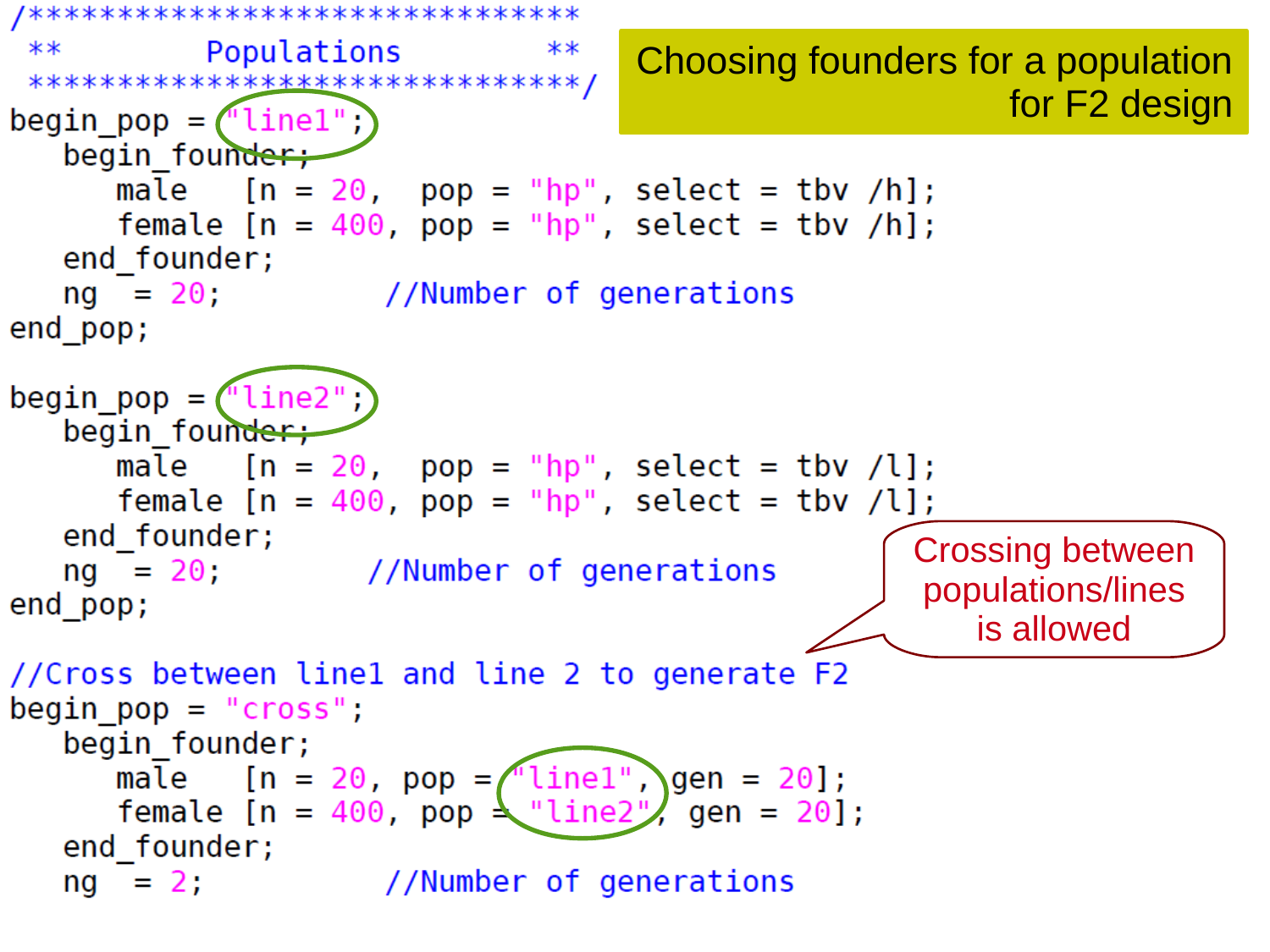## Choosing founders for a population for F2 design

```
/*********************************
 **         Populations          **
 *********************************/
begin_pop = "line1";
   begin_founder;
      male   [n = 20,  pop = "hp", select = tbv /h];
      female [n = 400, pop = "hp", select = tbv /h];
   end_founder;
   ng  = 20;          //Number of generations
end_pop;

begin_pop = "line2";
   begin_founder;
      male   [n = 20,  pop = "hp", select = tbv /l];
      female [n = 400, pop = "hp", select = tbv /l];
   end_founder;
   ng  = 20;         //Number of generations
end_pop;

//Cross between line1 and line 2 to generate F2
begin_pop = "cross";
   begin_founder;
      male   [n = 20, pop = "line1", gen = 20];
      female [n = 400, pop = "line2", gen = 20];
   end_founder;
   ng  = 2;           //Number of generations
```

Crossing between populations/lines is allowed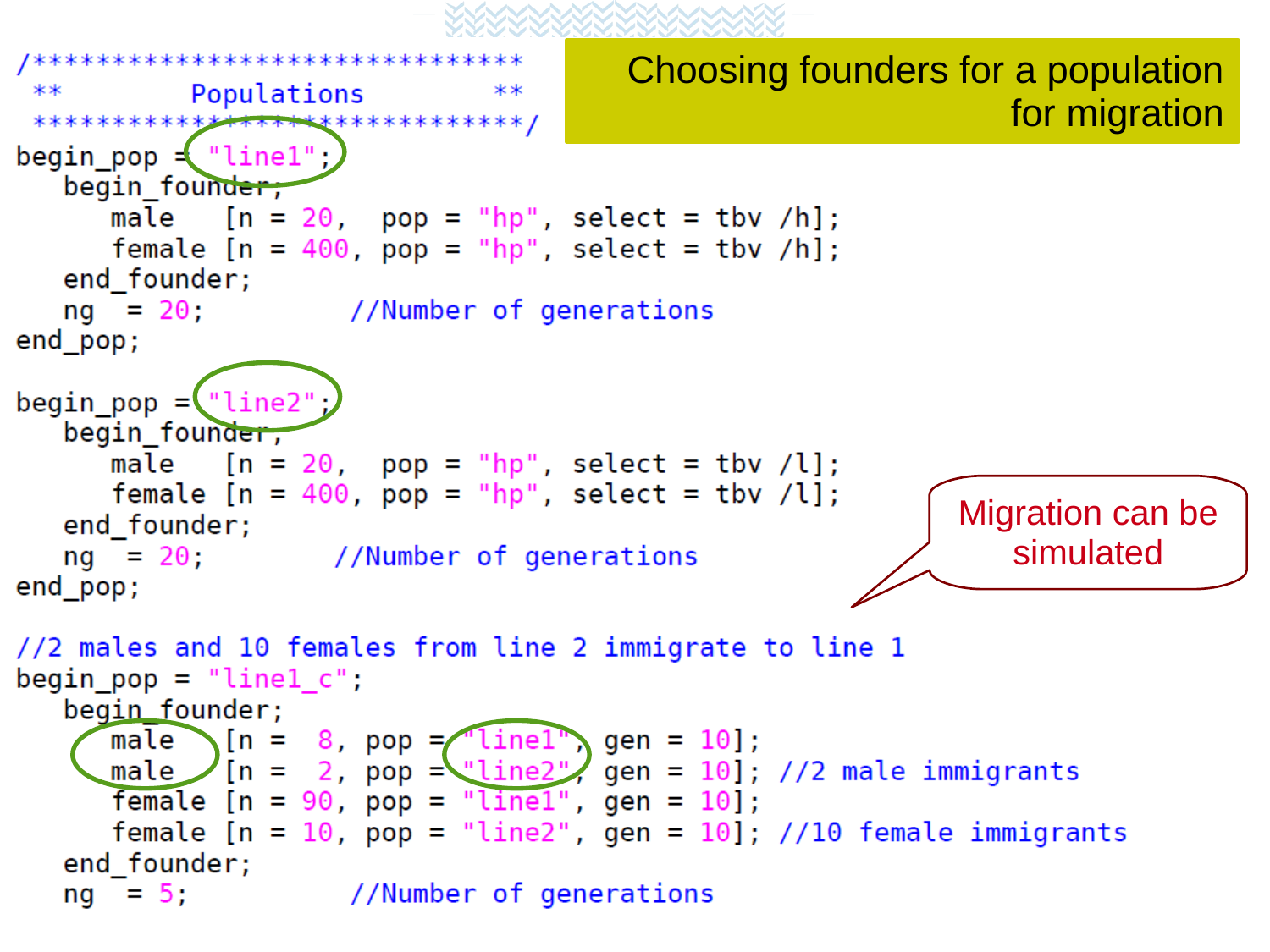# Choosing founders for a population for migration

```
/*******************************
 **        Populations       **
 *******************************/
begin_pop = "line1";
   begin_founder;
      male   [n = 20,  pop = "hp", select = tbv /h];
      female [n = 400, pop = "hp", select = tbv /h];
   end_founder;
   ng  = 20;           //Number of generations
end_pop;

begin_pop = "line2";
   begin_founder;
      male   [n = 20,  pop = "hp", select = tbv /l];
      female [n = 400, pop = "hp", select = tbv /l];
   end_founder;
   ng  = 20;          //Number of generations
end_pop;

//2 males and 10 females from line 2 immigrate to line 1
begin_pop = "line1_c";
   begin_founder;
      male   [n =  8, pop = "line1", gen = 10];
      male   [n =  2, pop = "line2", gen = 10]; //2 male immigrants
      female [n = 90, pop = "line1", gen = 10];
      female [n = 10, pop = "line2", gen = 10]; //10 female immigrants
   end_founder;
   ng  = 5;           //Number of generations
```

Migration can be simulated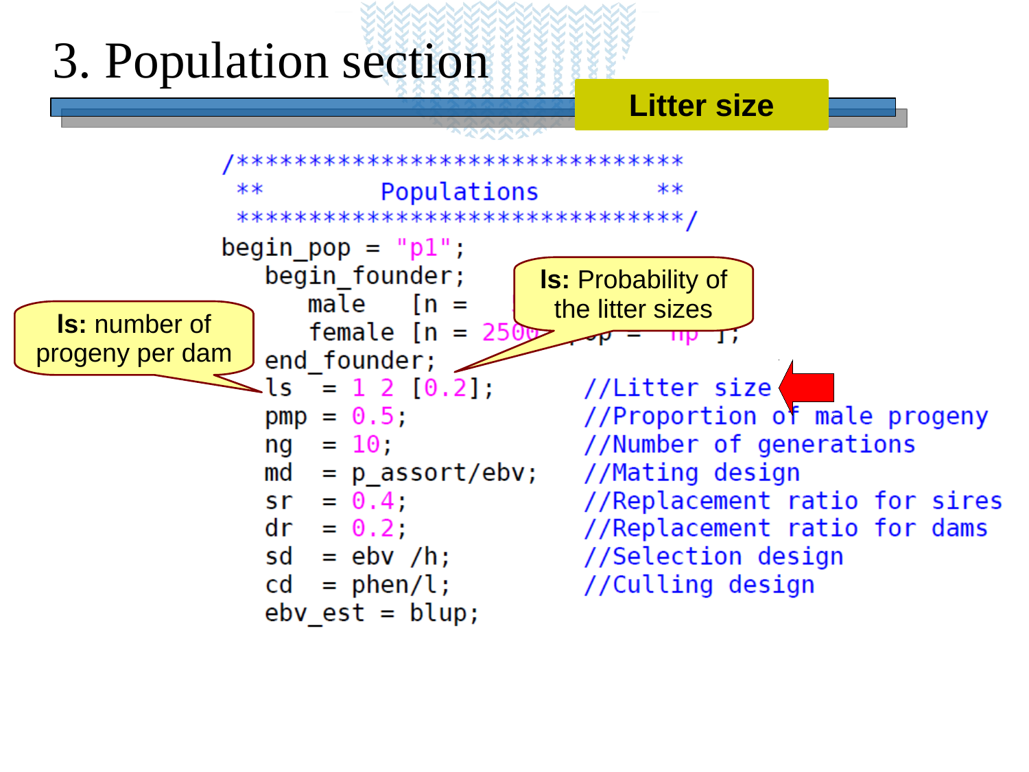# 3. Population section

**Litter size**

```
/*******************************
 **       Populations         **
 *******************************/
begin_pop = "p1";
   begin_founder;
      male   [n =
      female [n = 2500, pop = "hp"];
   end_founder;
   ls   = 1 2 [0.2];          //Litter size
   pmp = 0.5;                 //Proportion of male progeny
   ng   = 10;                 //Number of generations
   md   = p_assort/ebv;       //Mating design
   sr   = 0.4;                //Replacement ratio for sires
   dr   = 0.2;                //Replacement ratio for dams
   sd   = ebv /h;             //Selection design
   cd   = phen/l;             //Culling design
   ebv_est = blup;
```

**ls:** number of progeny per dam

**ls:** Probability of the litter sizes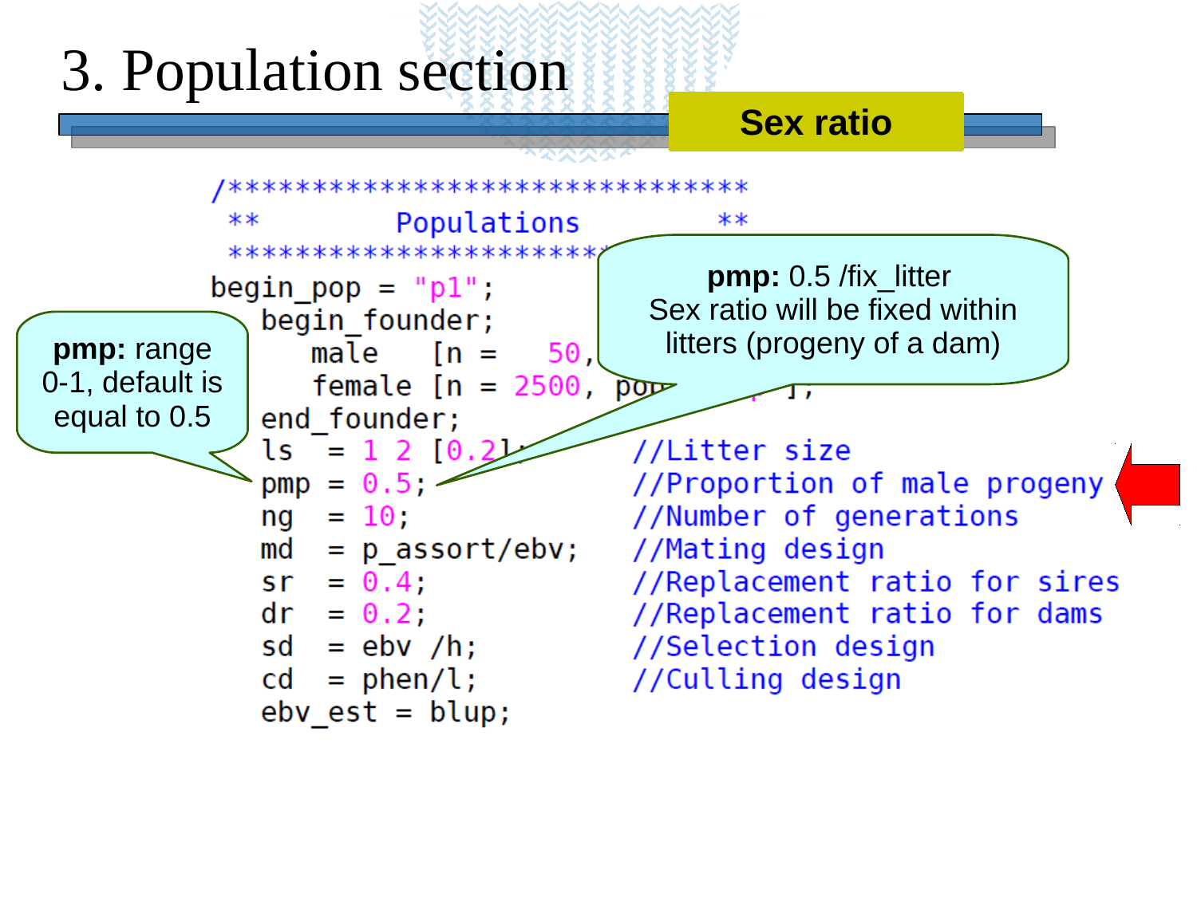# 3. Population section

**Sex ratio**

```
/******************************
 **        Populations        **
 ******************************/
begin_pop = "p1";
  begin_founder;
    male    [n =   50, pop = "hp"];
    female  [n = 2500, pop = "hp"];
  end_founder;
  ls  = 1 2 [0.2];        //Litter size
  pmp = 0.5;              //Proportion of male progeny
  ng  = 10;               //Number of generations
  md  = p_assort/ebv;     //Mating design
  sr  = 0.4;              //Replacement ratio for sires
  dr  = 0.2;              //Replacement ratio for dams
  sd  = ebv /h;           //Selection design
  cd  = phen/l;           //Culling design
  ebv_est = blup;
```

**pmp:** range 0-1, default is equal to 0.5

**pmp:** 0.5 /fix_litter
Sex ratio will be fixed within litters (progeny of a dam)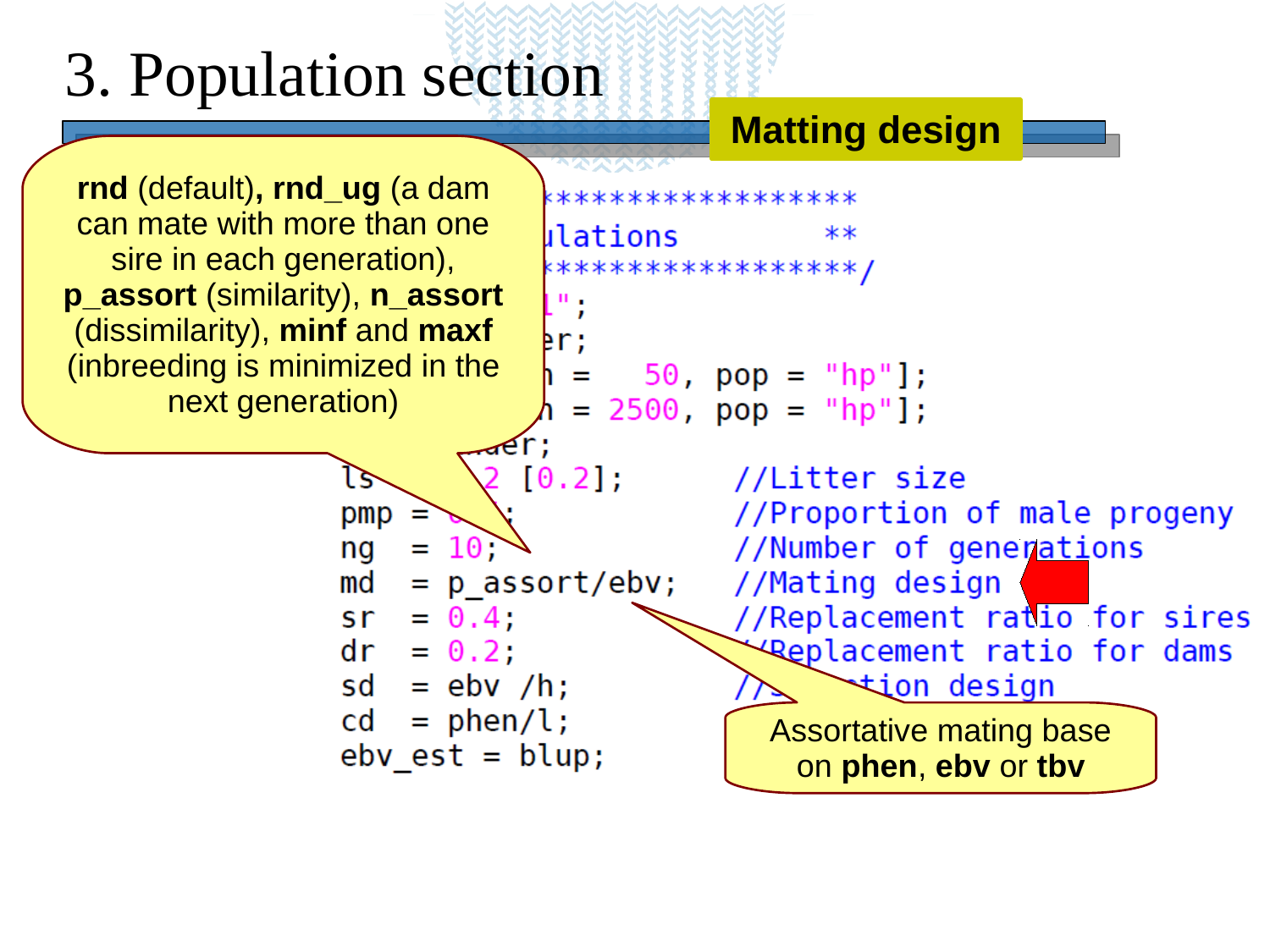# 3. Population section

**Matting design**

**rnd** (default)**, rnd_ug** (a dam can mate with more than one sire in each generation), **p_assort** (similarity), **n_assort** (dissimilarity), **minf** and **maxf** (inbreeding is minimized in the next generation)

```
****************
ulations        **
****************/
l";
er;
n =   50, pop = "hp"];
n = 2500, pop = "hp"];
der;
ls    2 [0.2];      //Litter size
pmp =   ;           //Proportion of male progeny
ng  = 10;           //Number of generations
md  = p_assort/ebv; //Mating design
sr  = 0.4;          //Replacement ratio for sires
dr  = 0.2;          //Replacement ratio for dams
sd  = ebv /h;       //   tion design
cd  = phen/l;
ebv_est = blup;
```

Assortative mating base on **phen**, **ebv** or **tbv**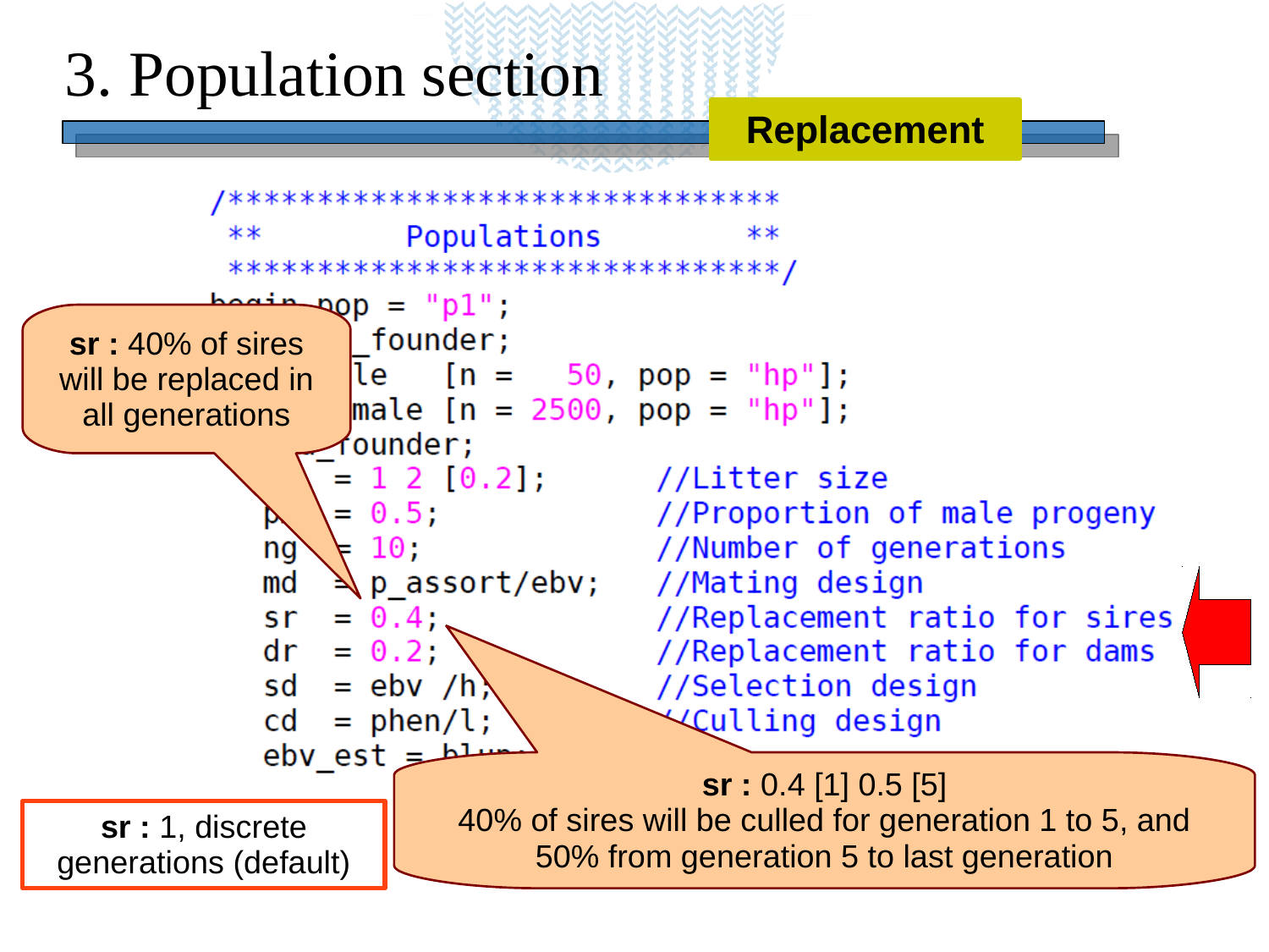# 3. Population section

**Replacement**

```
/*****************************
 **        Populations       **
 *****************************/
begin_pop = "p1";
   begin_founder;
      male   [n =   50, pop = "hp"];
      female [n = 2500, pop = "hp"];
   end_founder;
   ls  = 1 2 [0.2];       //Litter size
   pmp = 0.5;             //Proportion of male progeny
   ng  = 10;              //Number of generations
   md  = p_assort/ebv;    //Mating design
   sr  = 0.4;             //Replacement ratio for sires
   dr  = 0.2;             //Replacement ratio for dams
   sd  = ebv /h;          //Selection design
   cd  = phen/l;          //Culling design
   ebv_est = blup;
```

**sr :** 40% of sires will be replaced in all generations

**sr :** 0.4 [1] 0.5 [5]
40% of sires will be culled for generation 1 to 5, and 50% from generation 5 to last generation

**sr :** 1, discrete generations (default)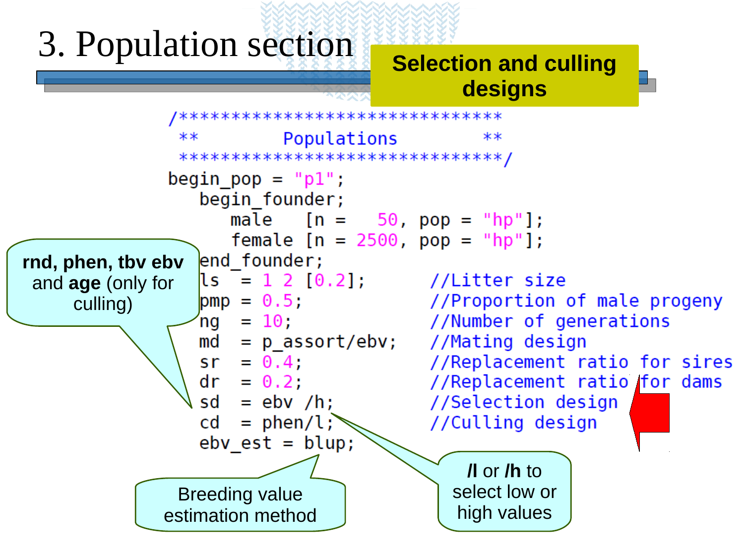# 3. Population section

**Selection and culling designs**

```
/*******************************
 **        Populations        **
 *******************************/
begin_pop = "p1";
   begin_founder;
      male   [n =   50, pop = "hp"];
      female [n = 2500, pop = "hp"];
   end_founder;
   ls  = 1 2 [0.2];        //Litter size
   pmp = 0.5;              //Proportion of male progeny
   ng  = 10;               //Number of generations
   md  = p_assort/ebv;     //Mating design
   sr  = 0.4;              //Replacement ratio for sires
   dr  = 0.2;              //Replacement ratio for dams
   sd  = ebv /h;           //Selection design
   cd  = phen/l;           //Culling design
   ebv_est = blup;
```

**rnd, phen, tbv ebv** and **age** (only for culling)

**/l** or **/h** to select low or high values

Breeding value estimation method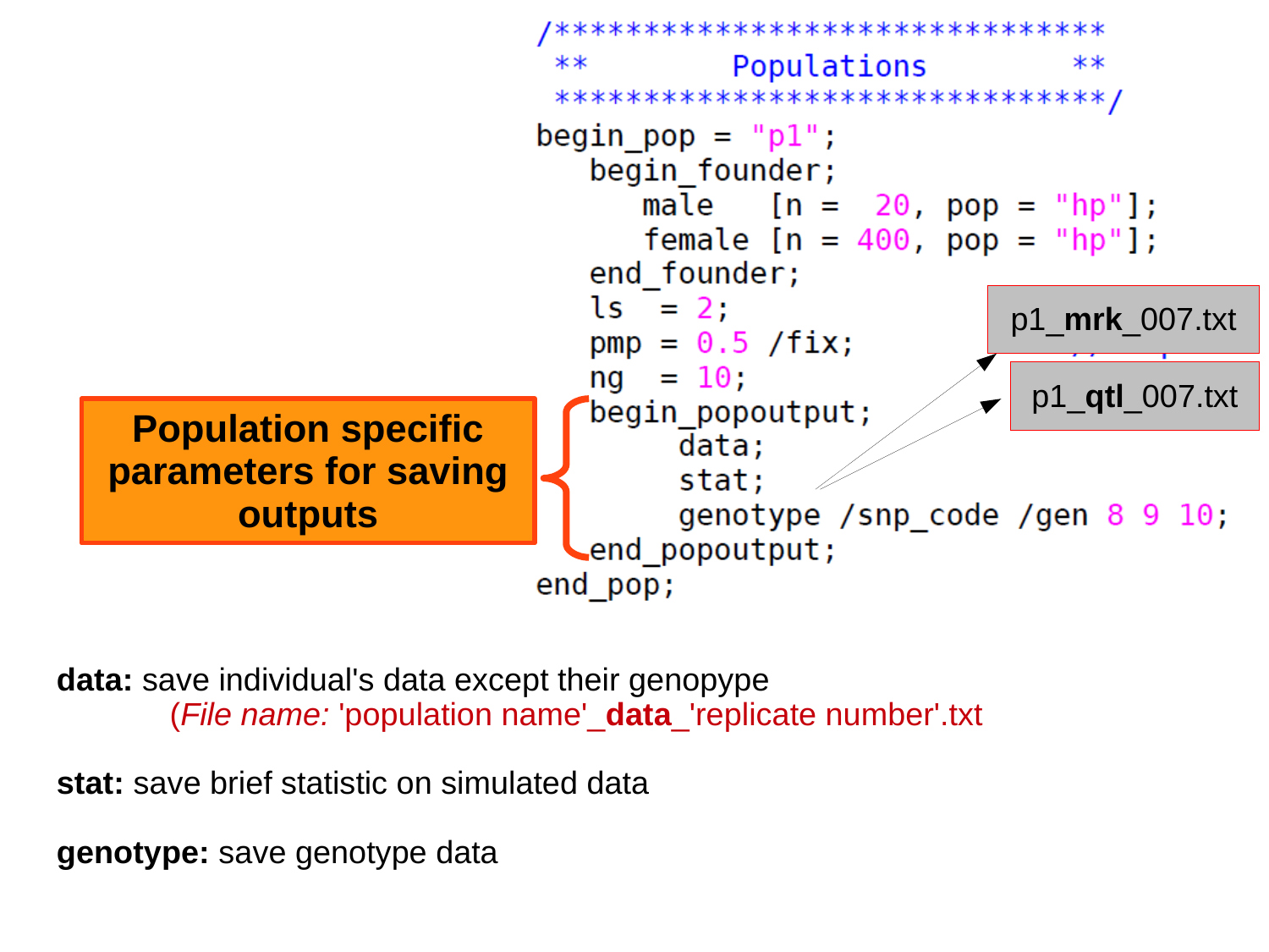```
/******************************
 **        Populations       **
 ******************************/
begin_pop = "p1";
   begin_founder;
      male   [n =  20, pop = "hp"];
      female [n = 400, pop = "hp"];
   end_founder;
   ls  = 2;
   pmp = 0.5 /fix;
   ng  = 10;
   begin_popoutput;
        data;
        stat;
        genotype /snp_code /gen 8 9 10;
   end_popoutput;
end_pop;
```

**Population specific parameters for saving outputs**

p1_**mrk**_007.txt

p1_**qtl**_007.txt

**data:** save individual's data except their genopype
(*File name:* 'population name'_**data**_'replicate number'.txt

**stat:** save brief statistic on simulated data

**genotype:** save genotype data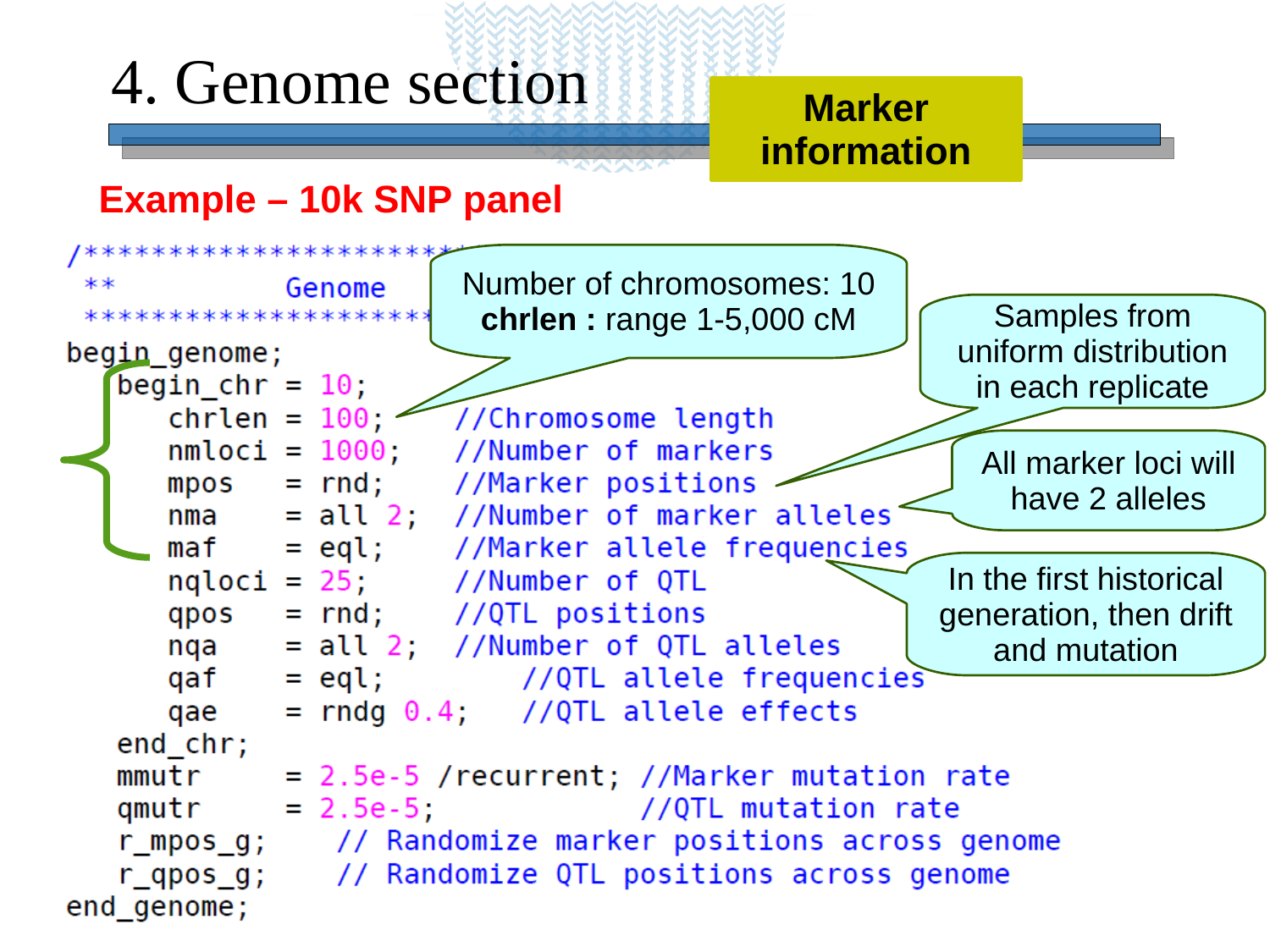# 4. Genome section

**Marker information**

## Example – 10k SNP panel

```
/*********************
 **          Genome
 *********************
begin_genome;
   begin_chr = 10;
      chrlen = 100;     //Chromosome length
      nmloci = 1000;    //Number of markers
      mpos   = rnd;     //Marker positions
      nma    = all 2;   //Number of marker alleles
      maf    = eql;     //Marker allele frequencies
      nqloci = 25;      //Number of QTL
      qpos   = rnd;     //QTL positions
      nqa    = all 2;   //Number of QTL alleles
      qaf    = eql;          //QTL allele frequencies
      qae    = rndg 0.4;     //QTL allele effects
   end_chr;
   mmutr     = 2.5e-5 /recurrent; //Marker mutation rate
   qmutr     = 2.5e-5;            //QTL mutation rate
   r_mpos_g;     // Randomize marker positions across genome
   r_qpos_g;     // Randomize QTL positions across genome
end_genome;
```

- Number of chromosomes: 10; **chrlen :** range 1-5,000 cM
- Samples from uniform distribution in each replicate
- All marker loci will have 2 alleles
- In the first historical generation, then drift and mutation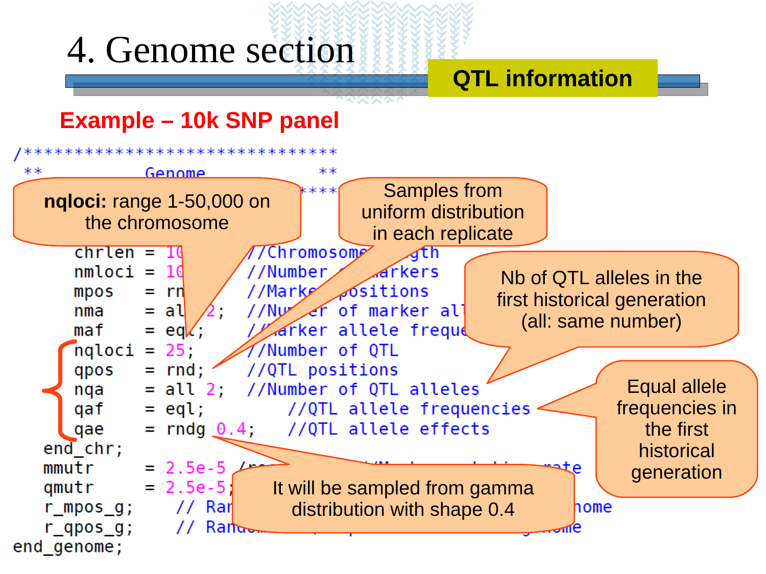# 4. Genome section

**QTL information**

**Example – 10k SNP panel**

```
/*****************************
 **          Genome          **
                         ****
     chrlen = 10         //Chromosome length
     nmloci = 10         //Number of markers
     mpos   = rn         //Marker positions
     nma    = al  2;     //Number of marker all
     maf    = eql;       //Marker allele freque
     nqloci = 25;        //Number of QTL
     qpos   = rnd;       //QTL positions
     nqa    = all 2;     //Number of QTL alleles
     qaf    = eql;           //QTL allele frequencies
     qae    = rndg 0.4;      //QTL allele effects
   end_chr;
   mmutr     = 2.5e-5 /
   qmutr     = 2.5e-5;
   r_mpos_g;     // Ran                             nome
   r_qpos_g;     // Rand                            nome
end_genome;
```

- **nqloci:** range 1-50,000 on the chromosome
- Samples from uniform distribution in each replicate
- Nb of QTL alleles in the first historical generation (all: same number)
- Equal allele frequencies in the first historical generation
- It will be sampled from gamma distribution with shape 0.4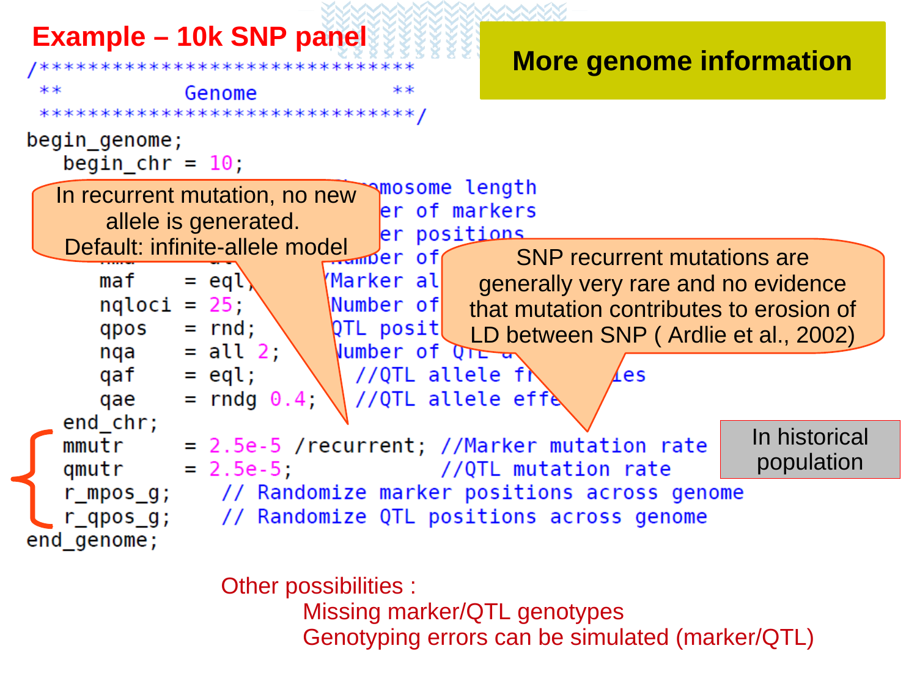# Example – 10k SNP panel

**More genome information**

```
/*****************************
 **        Genome          **
 *****************************/
begin_genome;
   begin_chr = 10;
      ...                  //Chromosome length
      ...                  //Number of markers
      ...                  //Marker positions
      ...                  //Number of ...
      maf    = eql;        //Marker al...
      nqloci = 25;         //Number of ...
      qpos   = rnd;        //QTL posit...
      nqa    = all 2;      //Number of QTL a...
      qaf    = eql;          //QTL allele fr...ies
      qae    = rndg 0.4;     //QTL allele effe...
   end_chr;
   mmutr     = 2.5e-5 /recurrent; //Marker mutation rate
   qmutr     = 2.5e-5;            //QTL mutation rate
   r_mpos_g;    // Randomize marker positions across genome
   r_qpos_g;    // Randomize QTL positions across genome
end_genome;
```

In recurrent mutation, no new allele is generated.
Default: infinite-allele model

SNP recurrent mutations are generally very rare and no evidence that mutation contributes to erosion of LD between SNP ( Ardlie et al., 2002)

In historical population

Other possibilities :

- Missing marker/QTL genotypes
- Genotyping errors can be simulated (marker/QTL)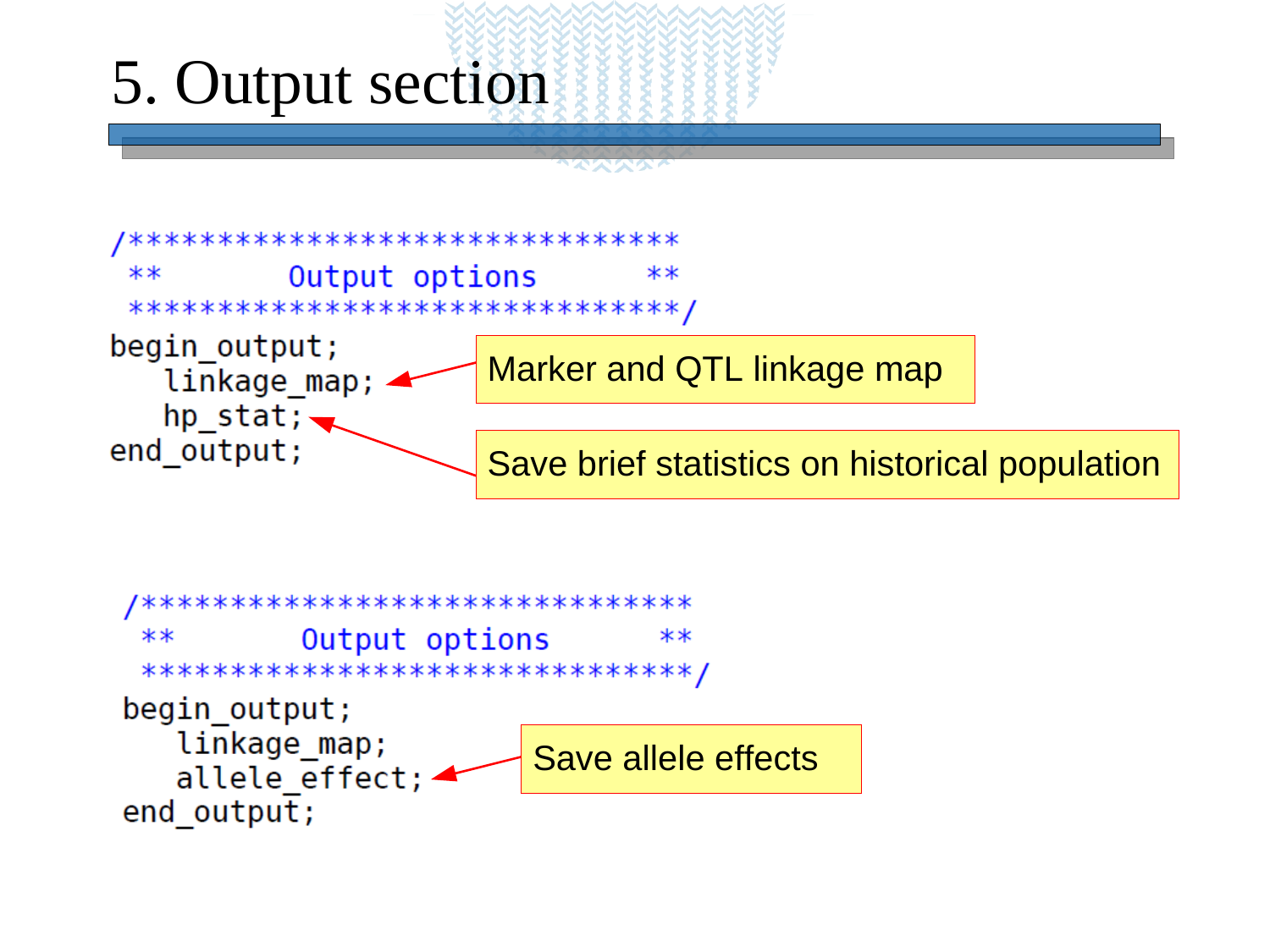# 5. Output section

```
/*******************************
 **       Output options      **
 *******************************/
begin_output;
   linkage_map;
   hp_stat;
end_output;
```

Marker and QTL linkage map

Save brief statistics on historical population

```
/*******************************
 **       Output options      **
 *******************************/
begin_output;
   linkage_map;
   allele_effect;
end_output;
```

Save allele effects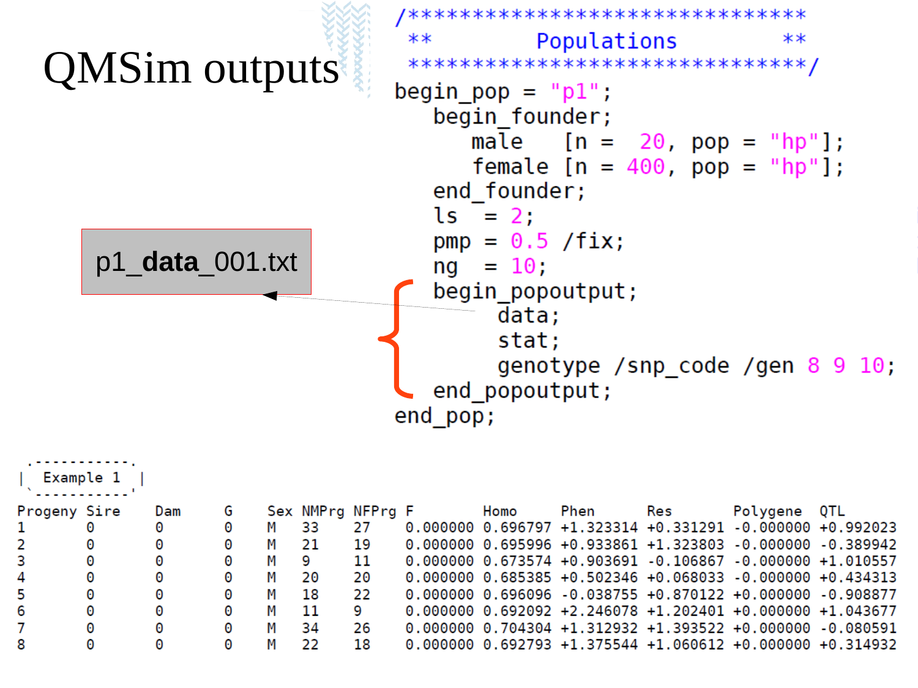# QMSim outputs

```
/******************************
 **        Populations       **
 ******************************/
begin_pop = "p1";
   begin_founder;
      male   [n =  20, pop = "hp"];
      female [n = 400, pop = "hp"];
   end_founder;
   ls  = 2;
   pmp = 0.5 /fix;
   ng  = 10;
   begin_popoutput;
        data;
        stat;
        genotype /snp_code /gen 8 9 10;
   end_popoutput;
end_pop;
```

p1_**data**_001.txt

Example 1

| Progeny | Sire | Dam | G | Sex | NMPrg | NFPrg | F | Homo | Phen | Res | Polygene | QTL |
|---|---|---|---|---|---|---|---|---|---|---|---|---|
| 1 | 0 | 0 | 0 | M | 33 | 27 | 0.000000 | 0.696797 | +1.323314 | +0.331291 | -0.000000 | +0.992023 |
| 2 | 0 | 0 | 0 | M | 21 | 19 | 0.000000 | 0.695996 | +0.933861 | +1.323803 | -0.000000 | -0.389942 |
| 3 | 0 | 0 | 0 | M | 9 | 11 | 0.000000 | 0.673574 | +0.903691 | -0.106867 | -0.000000 | +1.010557 |
| 4 | 0 | 0 | 0 | M | 20 | 20 | 0.000000 | 0.685385 | +0.502346 | +0.068033 | -0.000000 | +0.434313 |
| 5 | 0 | 0 | 0 | M | 18 | 22 | 0.000000 | 0.696096 | -0.038755 | +0.870122 | +0.000000 | -0.908877 |
| 6 | 0 | 0 | 0 | M | 11 | 9 | 0.000000 | 0.692092 | +2.246078 | +1.202401 | +0.000000 | +1.043677 |
| 7 | 0 | 0 | 0 | M | 34 | 26 | 0.000000 | 0.704304 | +1.312932 | +1.393522 | +0.000000 | -0.080591 |
| 8 | 0 | 0 | 0 | M | 22 | 18 | 0.000000 | 0.692793 | +1.375544 | +1.060612 | +0.000000 | +0.314932 |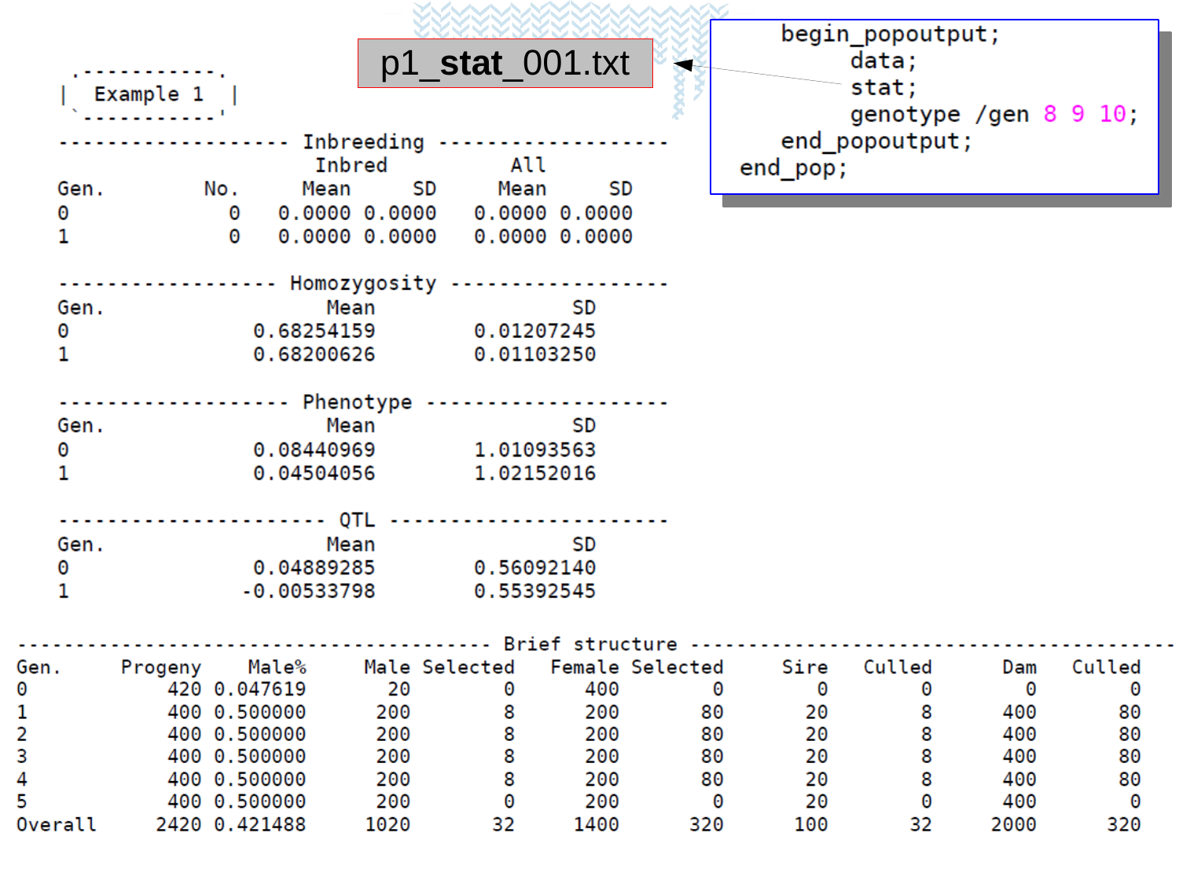# p1_stat_001.txt

```
begin_popoutput;
    data;
    stat;
    genotype /gen 8 9 10;
end_popoutput;
end_pop;
```

**Example 1**

### Inbreeding

| Gen. | No. | Inbred Mean | Inbred SD | All Mean | All SD |
|---|---|---|---|---|---|
| 0 | 0 | 0.0000 | 0.0000 | 0.0000 | 0.0000 |
| 1 | 0 | 0.0000 | 0.0000 | 0.0000 | 0.0000 |

### Homozygosity

| Gen. | Mean | SD |
|---|---|---|
| 0 | 0.68254159 | 0.01207245 |
| 1 | 0.68200626 | 0.01103250 |

### Phenotype

| Gen. | Mean | SD |
|---|---|---|
| 0 | 0.08440969 | 1.01093563 |
| 1 | 0.04504056 | 1.02152016 |

### QTL

| Gen. | Mean | SD |
|---|---|---|
| 0 | 0.04889285 | 0.56092140 |
| 1 | -0.00533798 | 0.55392545 |

### Brief structure

| Gen. | Progeny | Male% | Male | Selected | Female | Selected | Sire | Culled | Dam | Culled |
|---|---|---|---|---|---|---|---|---|---|---|
| 0 | 420 | 0.047619 | 20 | 0 | 400 | 0 | 0 | 0 | 0 | 0 |
| 1 | 400 | 0.500000 | 200 | 8 | 200 | 80 | 20 | 8 | 400 | 80 |
| 2 | 400 | 0.500000 | 200 | 8 | 200 | 80 | 20 | 8 | 400 | 80 |
| 3 | 400 | 0.500000 | 200 | 8 | 200 | 80 | 20 | 8 | 400 | 80 |
| 4 | 400 | 0.500000 | 200 | 8 | 200 | 80 | 20 | 8 | 400 | 80 |
| 5 | 400 | 0.500000 | 200 | 0 | 200 | 0 | 20 | 0 | 400 | 0 |
| Overall | 2420 | 0.421488 | 1020 | 32 | 1400 | 320 | 100 | 32 | 2000 | 320 |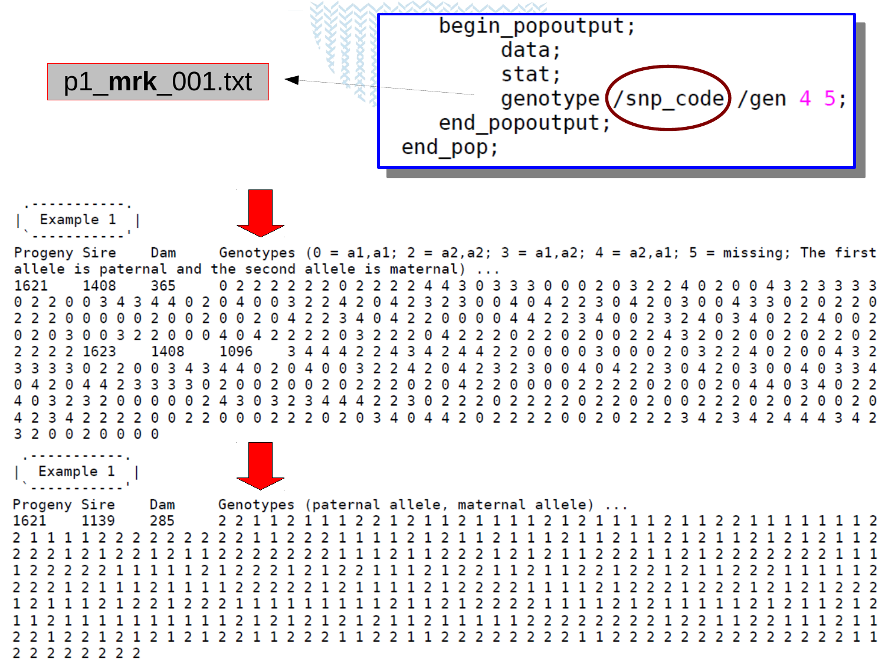p1_**mrk**_001.txt

```
    begin_popoutput;
         data;
         stat;
         genotype /snp_code /gen 4 5;
    end_popoutput;
end_pop;
```

```
.-----------.
| Example 1 |
'-----------'
Progeny Sire    Dam     Genotypes (0 = a1,a1; 2 = a2,a2; 3 = a1,a2; 4 = a2,a1; 5 = missing; The first
allele is paternal and the second allele is maternal) ...
1621     1408    365     0 2 2 2 2 2 2 0 2 2 2 2 4 4 3 0 3 3 3 0 0 0 2 0 3 2 2 4 0 2 0 0 4 3 2 3 3 3 3
0 2 2 0 0 3 4 3 4 4 0 2 0 4 0 0 3 2 2 4 2 0 4 2 3 2 3 0 0 4 0 4 2 2 3 0 4 2 0 3 0 0 4 3 3 0 2 0 2 2 0
2 2 2 0 0 0 0 0 2 0 0 2 0 0 2 0 4 2 2 3 4 0 4 2 2 0 0 0 0 4 4 2 2 3 4 0 0 2 3 2 4 0 3 4 0 2 2 4 0 0 2
0 2 0 3 0 0 3 2 2 0 0 0 4 0 4 2 2 2 2 0 3 2 2 2 0 4 2 2 2 0 2 2 0 2 0 0 2 2 4 3 2 0 2 0 0 2 0 2 2 0 2
2 2 2 2 1623     1408    1096     3 4 4 4 2 2 4 3 4 2 4 4 2 2 0 0 0 0 3 0 0 0 2 0 3 2 2 4 0 2 0 0 4 3 2
3 3 3 3 0 2 2 0 0 3 4 3 4 4 0 2 0 4 0 0 3 2 2 4 2 0 4 2 3 2 3 0 0 4 0 4 2 2 3 0 4 2 0 3 0 0 4 0 3 3 4
0 4 2 0 4 4 2 3 3 3 3 0 2 0 0 2 0 0 2 0 2 2 2 0 2 0 4 2 2 0 0 0 0 2 2 2 2 0 2 0 0 2 0 4 4 0 3 4 0 2 2
4 0 3 2 3 2 0 0 0 0 0 2 4 3 0 3 2 3 4 4 4 2 2 3 0 2 2 2 0 2 2 2 2 0 2 2 0 2 0 0 2 2 2 0 2 0 2 0 0 2 0
4 2 3 4 2 2 2 2 0 0 2 2 0 0 0 2 2 2 0 2 0 3 4 0 4 4 2 0 2 2 2 2 0 0 2 0 2 2 2 3 4 2 3 4 2 4 4 4 3 4 2
3 2 0 0 2 0 0 0 0
```

```
.-----------.
| Example 1 |
'-----------'
Progeny Sire    Dam     Genotypes (paternal allele, maternal allele) ...
1621     1139    285     2 2 1 1 2 1 1 1 2 2 1 2 1 1 2 1 1 1 1 2 1 2 1 1 1 1 2 1 1 2 2 1 1 1 1 1 1 1 2
2 1 1 1 1 2 2 2 2 2 2 2 2 2 1 1 2 2 2 1 1 1 1 2 1 2 1 1 2 1 1 1 1 2 1 1 2 1 1 2 1 2 1 1 2 1 2 1 2 1 1 2
2 2 2 1 2 1 2 2 1 2 1 1 2 2 2 2 2 2 2 1 1 1 1 2 1 1 2 2 2 1 2 1 2 1 1 2 2 2 1 1 2 1 2 2 2 2 2 2 2 1 1 1
1 2 2 2 2 2 1 1 1 1 1 1 2 1 2 2 2 1 2 1 2 2 1 1 1 1 2 1 2 2 1 1 2 1 1 2 2 1 2 2 1 2 1 1 2 2 2 1 1 1 1 1 2
2 2 2 1 2 1 1 1 2 1 1 1 1 2 2 2 2 2 1 2 1 1 1 1 1 2 1 2 2 2 2 1 1 1 1 1 2 1 2 2 2 1 2 2 2 1 2 1 2 1 2 2 2
1 2 1 1 1 2 1 2 2 1 2 2 2 1 1 1 1 1 1 1 1 1 1 2 1 1 2 1 2 2 2 2 1 1 1 1 1 2 1 2 1 1 1 1 1 1 1 2 1 2 1 2 1 2
1 1 2 1 1 1 1 1 1 1 1 1 1 2 1 2 1 2 1 2 1 2 1 1 2 1 1 1 1 1 1 2 2 2 2 2 2 2 2 2 1 2 2 1 1 2 2 1 1 1 1 2 1 1
2 2 1 2 2 1 2 1 2 1 2 1 2 2 1 1 2 2 2 1 1 2 2 1 1 2 2 2 2 2 2 2 2 1 1 2 2 2 2 2 2 2 2 2 2 2 2 2 2 2 2 1 1
2 2 2 2 2 2 2 2 2
```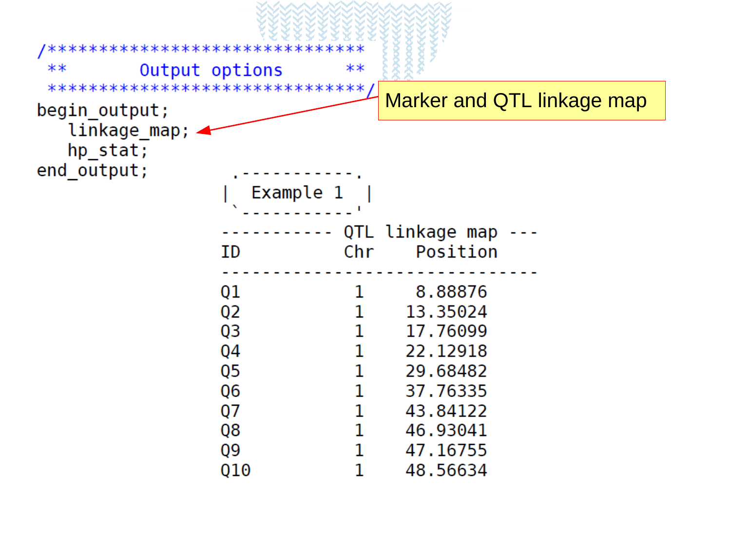```
/******************************
 **       Output options     **
 ******************************/
begin_output;
   linkage_map;
   hp_stat;
end_output;
```

Marker and QTL linkage map

```
 .-----------.
|  Example 1  |
 `-----------'

----------- QTL linkage map ---
ID          Chr     Position
-------------------------------
Q1            1      8.88876
Q2            1     13.35024
Q3            1     17.76099
Q4            1     22.12918
Q5            1     29.68482
Q6            1     37.76335
Q7            1     43.84122
Q8            1     46.93041
Q9            1     47.16755
Q10           1     48.56634
```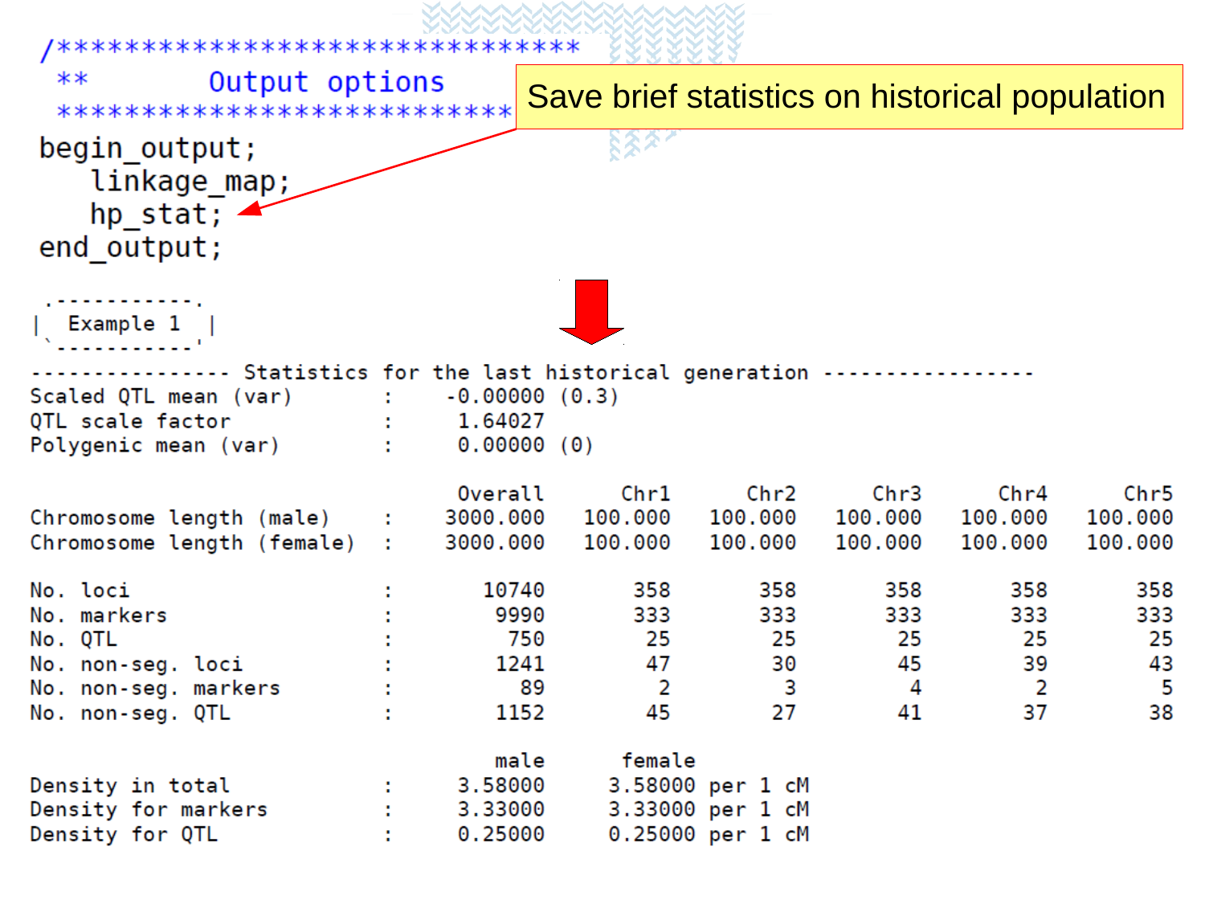```
/*******************************
 **        Output options
 ******************************/
begin_output;
   linkage_map;
   hp_stat;
end_output;
```

Save brief statistics on historical population

Example 1

```
--------------- Statistics for the last historical generation ----------------
Scaled QTL mean (var)       :    -0.00000 (0.3)
QTL scale factor            :     1.64027
Polygenic mean (var)        :     0.00000 (0)

                               Overall       Chr1       Chr2       Chr3       Chr4       Chr5
Chromosome length (male)    :  3000.000    100.000    100.000    100.000    100.000    100.000
Chromosome length (female)  :  3000.000    100.000    100.000    100.000    100.000    100.000

No. loci                    :     10740        358        358        358        358        358
No. markers                 :      9990        333        333        333        333        333
No. QTL                     :       750         25         25         25         25         25
No. non-seg. loci           :      1241         47         30         45         39         43
No. non-seg. markers        :        89          2          3          4          2          5
No. non-seg. QTL            :      1152         45         27         41         37         38

                                   male      female
Density in total            :   3.58000     3.58000 per 1 cM
Density for markers         :   3.33000     3.33000 per 1 cM
Density for QTL             :   0.25000     0.25000 per 1 cM
```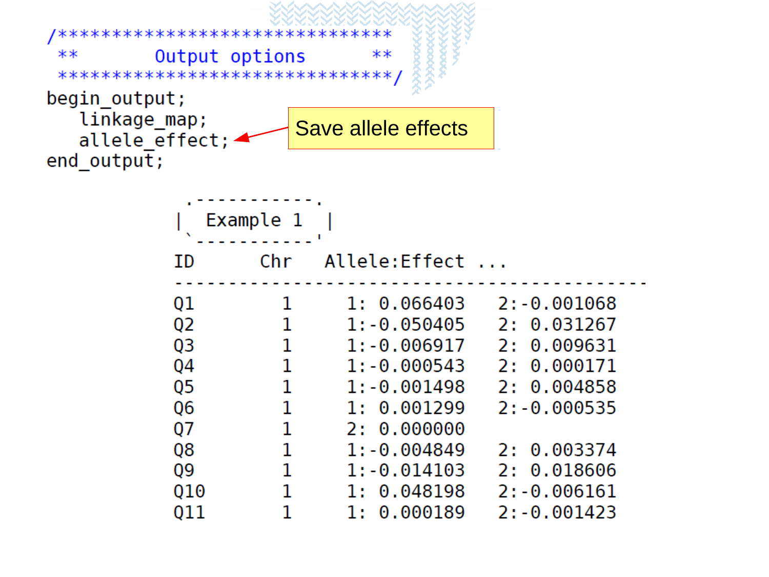```
/******************************
 **       Output options     **
 ******************************/
begin_output;
   linkage_map;
   allele_effect;
end_output;
```

Save allele effects

```
 .-----------.
|  Example 1  |
 `-----------'
ID      Chr   Allele:Effect ...
------------------------------------------
Q1        1     1: 0.066403   2:-0.001068
Q2        1     1:-0.050405   2: 0.031267
Q3        1     1:-0.006917   2: 0.009631
Q4        1     1:-0.000543   2: 0.000171
Q5        1     1:-0.001498   2: 0.004858
Q6        1     1: 0.001299   2:-0.000535
Q7        1     2: 0.000000
Q8        1     1:-0.004849   2: 0.003374
Q9        1     1:-0.014103   2: 0.018606
Q10       1     1: 0.048198   2:-0.006161
Q11       1     1: 0.000189   2:-0.001423
```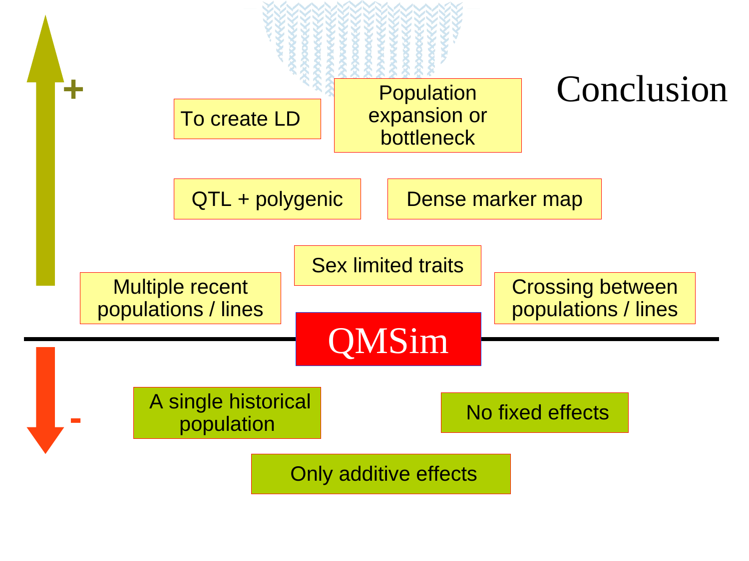# Conclusion

**+**

- To create LD
- Population expansion or bottleneck
- QTL + polygenic
- Dense marker map
- Sex limited traits
- Multiple recent populations / lines
- Crossing between populations / lines

**QMSim**

**-**

- A single historical population
- No fixed effects
- Only additive effects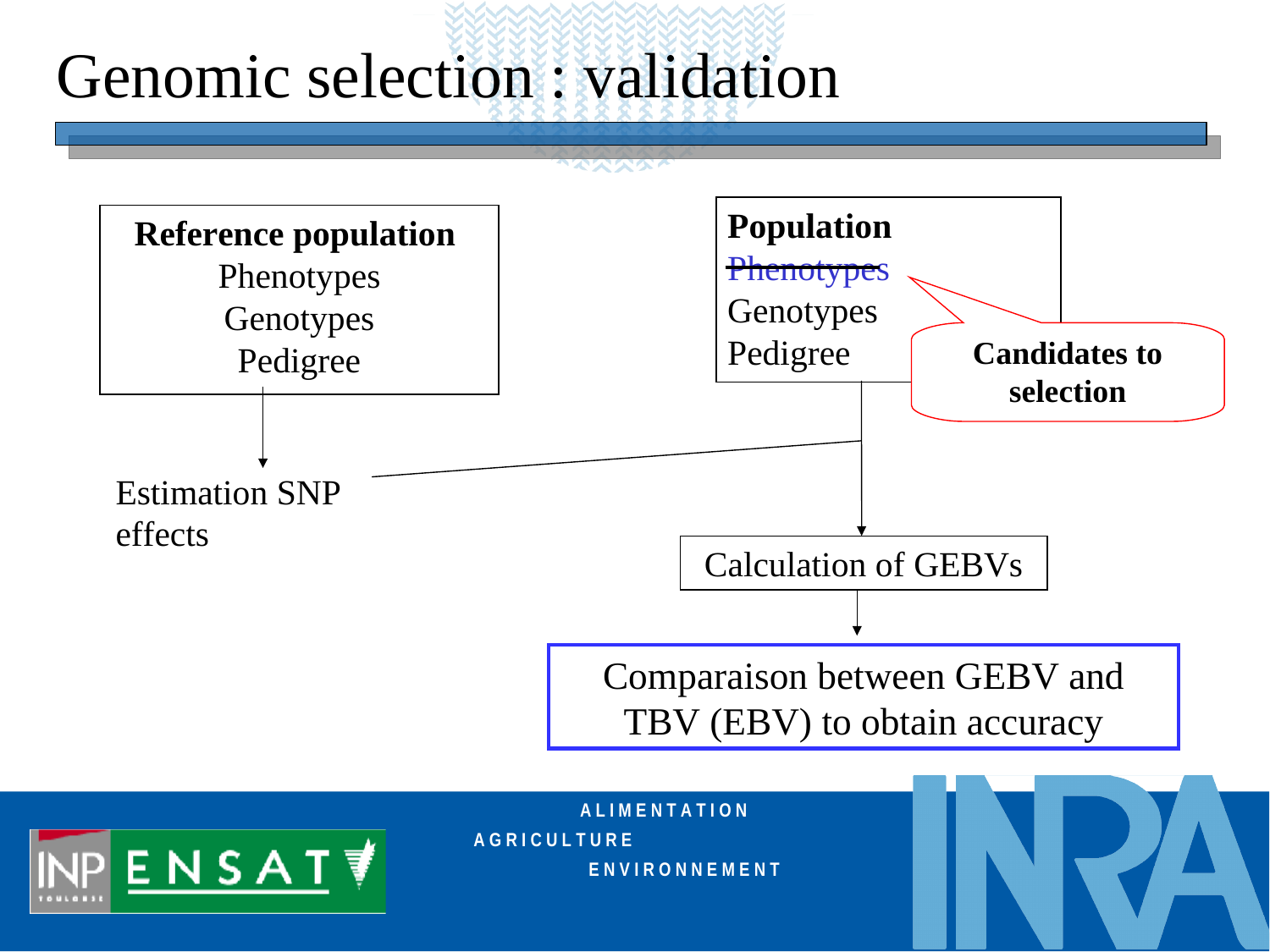# Genomic selection : validation

**Reference population**
Phenotypes
Genotypes
Pedigree

**Population**
~~Phenotypes~~
Genotypes
Pedigree

**Candidates to selection**

Estimation SNP effects

Calculation of GEBVs

Comparaison between GEBV and TBV (EBV) to obtain accuracy

ALIMENTATION
AGRICULTURE
ENVIRONNEMENT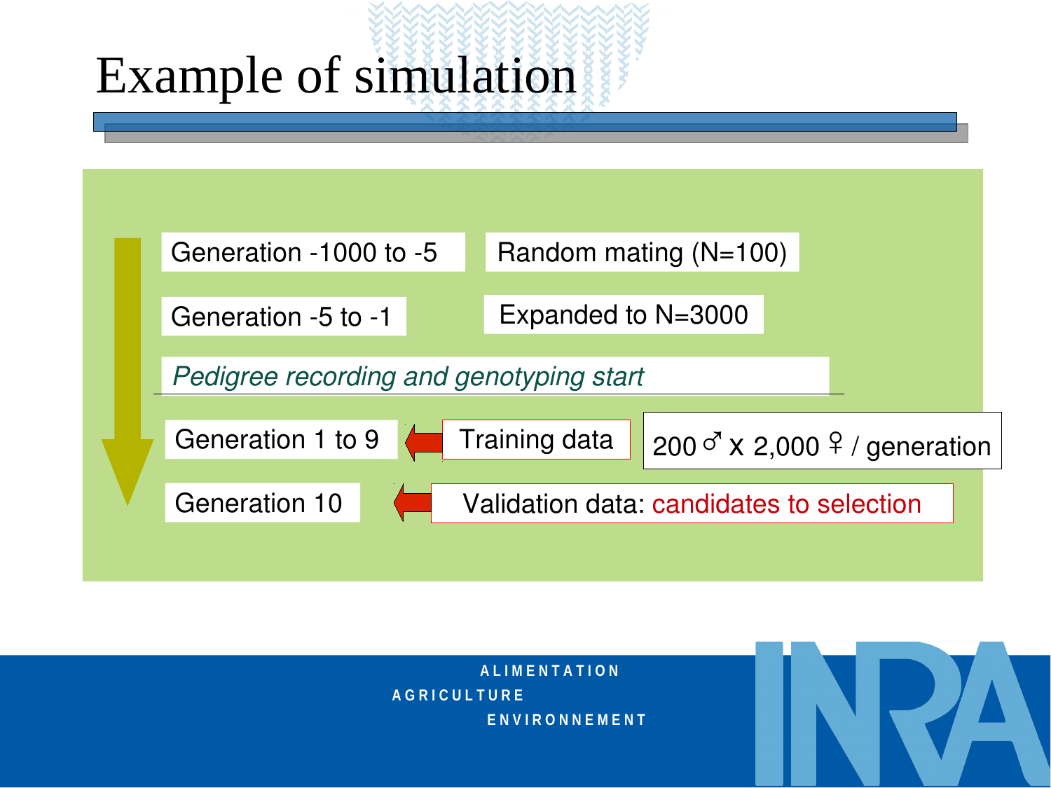# Example of simulation

Generation -1000 to -5 — Random mating (N=100)

Generation -5 to -1 — Expanded to N=3000

*Pedigree recording and genotyping start*

Generation 1 to 9 ← Training data — 200 ♂ x 2,000 ♀ / generation

Generation 10 ← Validation data: candidates to selection

ALIMENTATION
AGRICULTURE
ENVIRONNEMENT

INRA